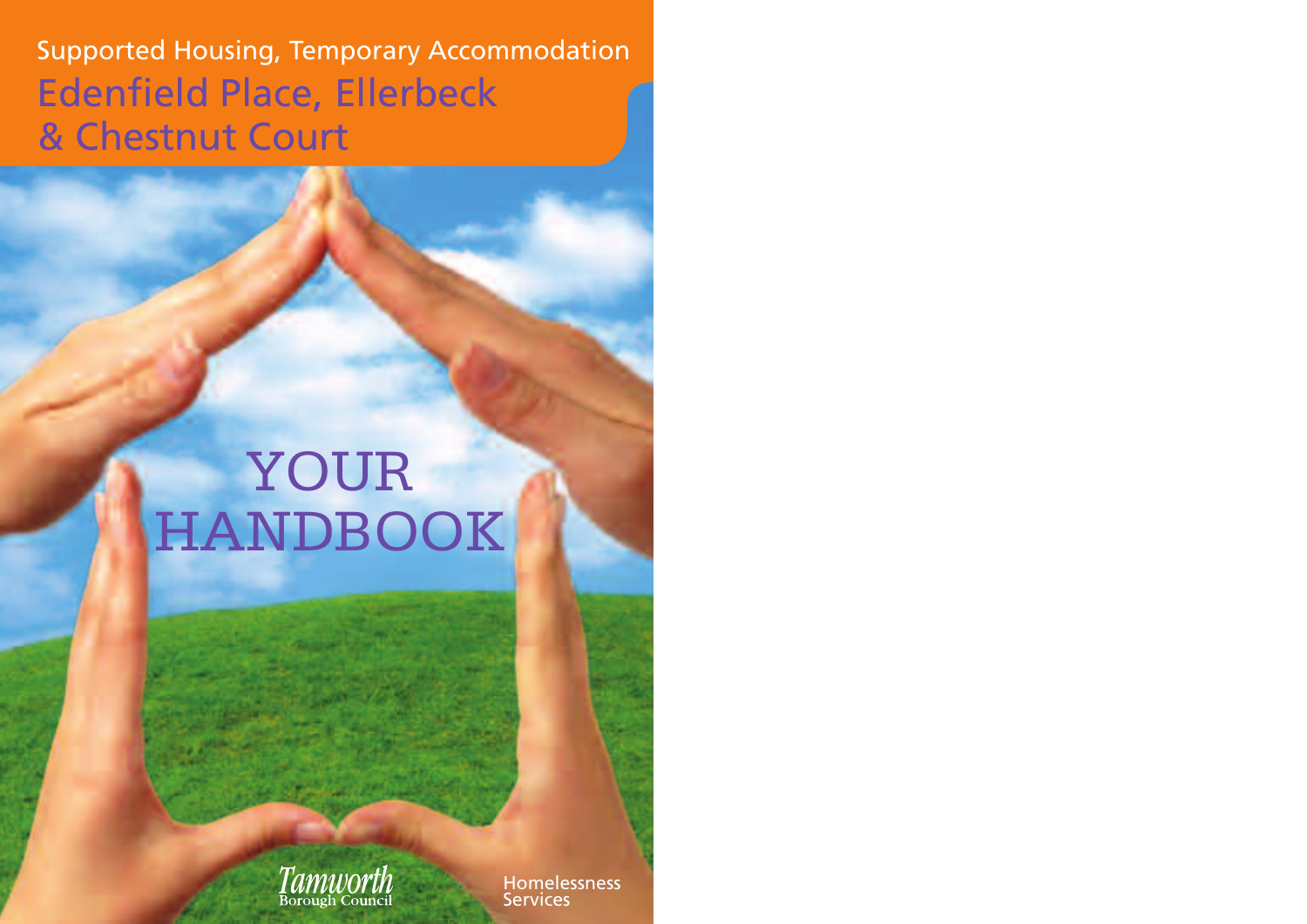Supported Housing, Temporary Accommodation

# Edenfield Place, Ellerbeck & Chestnut Court

# YOUR HANDBOOK

Tamworth Borough Council

Homelessness Services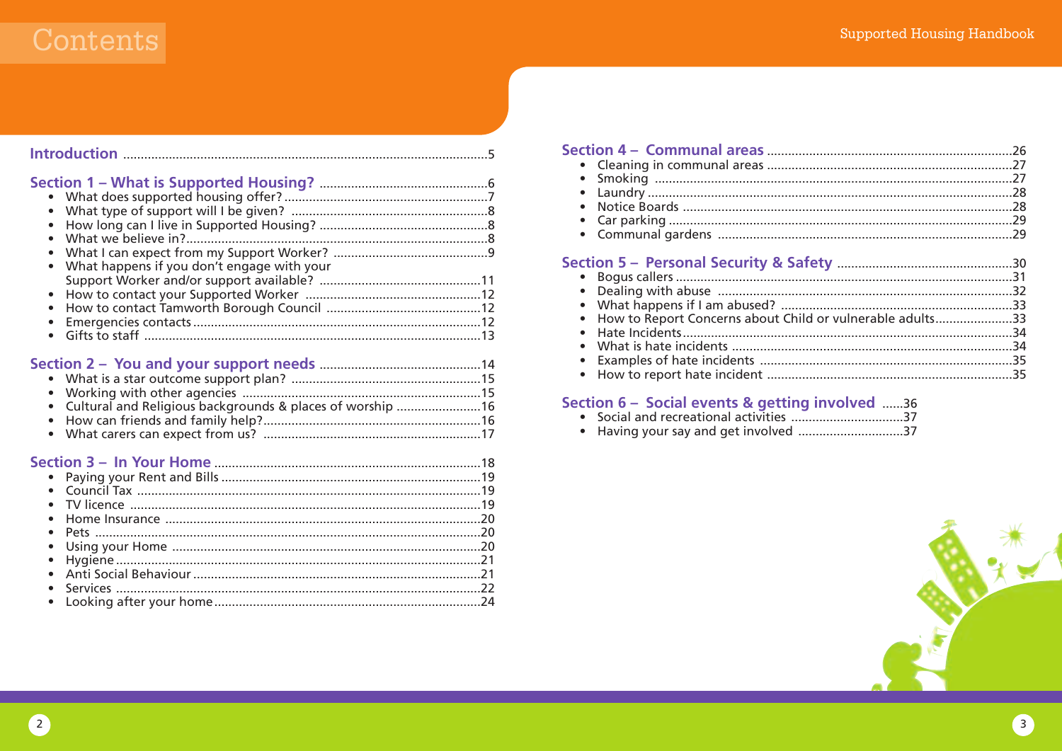# Contents

**Introduction** ........................................................................................................5

**Section 1 – What is Supported Housing?** ................................................6

- What does supported housing offer? ..........................................................7
- What type of support will I be given? ........................................................8
- How long can I live in Supported Housing? ................................................8
- What we believe in? ......................................................................................8
- What I can expect from my Support Worker? ............................................9
- What happens if you don't engage with your Support Worker and/or support available? ..............................................11
- How to contact your Supported Worker ..................................................12
- How to contact Tamworth Borough Council ............................................12
- Emergencies contacts ..................................................................................12
- Gifts to staff ................................................................................................13

**Section 2 – You and your support needs** ..............................................14

- What is a star outcome support plan? ......................................................15
- Working with other agencies ....................................................................15
- Cultural and Religious backgrounds & places of worship ........................16
- How can friends and family help? ..............................................................16
- What carers can expect from us? ..............................................................17

**Section 3 – In Your Home** ..........................................................................18

- Paying your Rent and Bills ..........................................................................19
- Council Tax ..................................................................................................19
- TV licence ....................................................................................................19
- Home Insurance ..........................................................................................20
- Pets ..............................................................................................................20
- Using your Home ........................................................................................20
- Hygiene ........................................................................................................21
- Anti Social Behaviour ..................................................................................21
- Services ........................................................................................................22
- Looking after your home ............................................................................24

**Section 4 – Communal areas** ......................................................................26

- Cleaning in communal areas ......................................................................27
- Smoking ......................................................................................................27
- Laundry ........................................................................................................28
- Notice Boards ..............................................................................................28
- Car parking ..................................................................................................29
- Communal gardens ....................................................................................29

**Section 5 – Personal Security & Safety** ..................................................30

- Bogus callers ................................................................................................31
- Dealing with abuse ....................................................................................32
- What happens if I am abused? ..................................................................33
- How to Report Concerns about Child or vulnerable adults ......................33
- Hate Incidents ..............................................................................................34
- What is hate incidents ................................................................................34
- Examples of hate incidents ........................................................................35
- How to report hate incident ......................................................................35

**Section 6 – Social events & getting involved** ......36

- Social and recreational activities ................................37
- Having your say and get involved ..............................37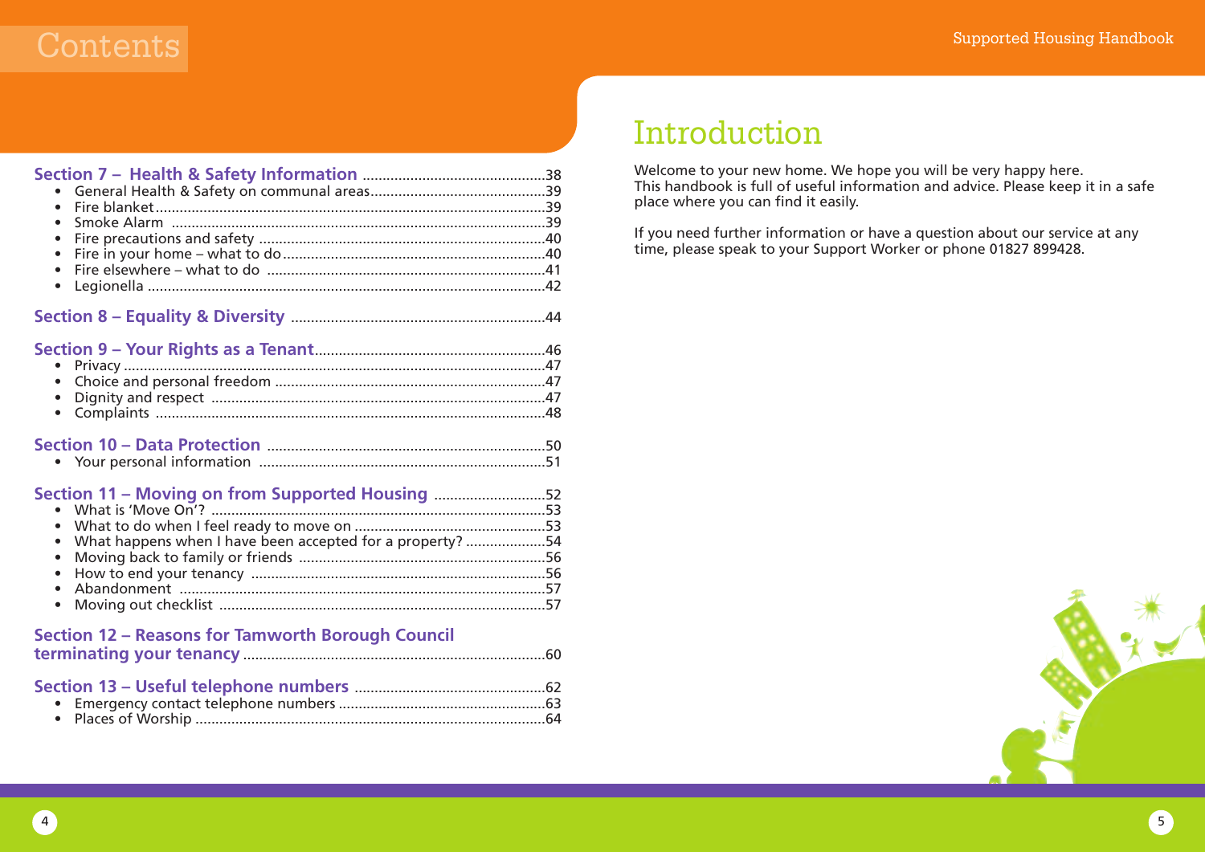# Contents

**Section 7 – Health & Safety Information** ....38
- General Health & Safety on communal areas....39
- Fire blanket....39
- Smoke Alarm ....39
- Fire precautions and safety ....40
- Fire in your home – what to do....40
- Fire elsewhere – what to do ....41
- Legionella ....42

**Section 8 – Equality & Diversity** ....44

**Section 9 – Your Rights as a Tenant**....46
- Privacy ....47
- Choice and personal freedom ....47
- Dignity and respect ....47
- Complaints ....48

**Section 10 – Data Protection** ....50
- Your personal information ....51

**Section 11 – Moving on from Supported Housing** ....52
- What is 'Move On'? ....53
- What to do when I feel ready to move on ....53
- What happens when I have been accepted for a property? ....54
- Moving back to family or friends ....56
- How to end your tenancy ....56
- Abandonment ....57
- Moving out checklist ....57

**Section 12 – Reasons for Tamworth Borough Council terminating your tenancy** ....60

**Section 13 – Useful telephone numbers** ....62
- Emergency contact telephone numbers ....63
- Places of Worship ....64

# Introduction

Welcome to your new home. We hope you will be very happy here.
This handbook is full of useful information and advice. Please keep it in a safe place where you can find it easily.

If you need further information or have a question about our service at any time, please speak to your Support Worker or phone 01827 899428.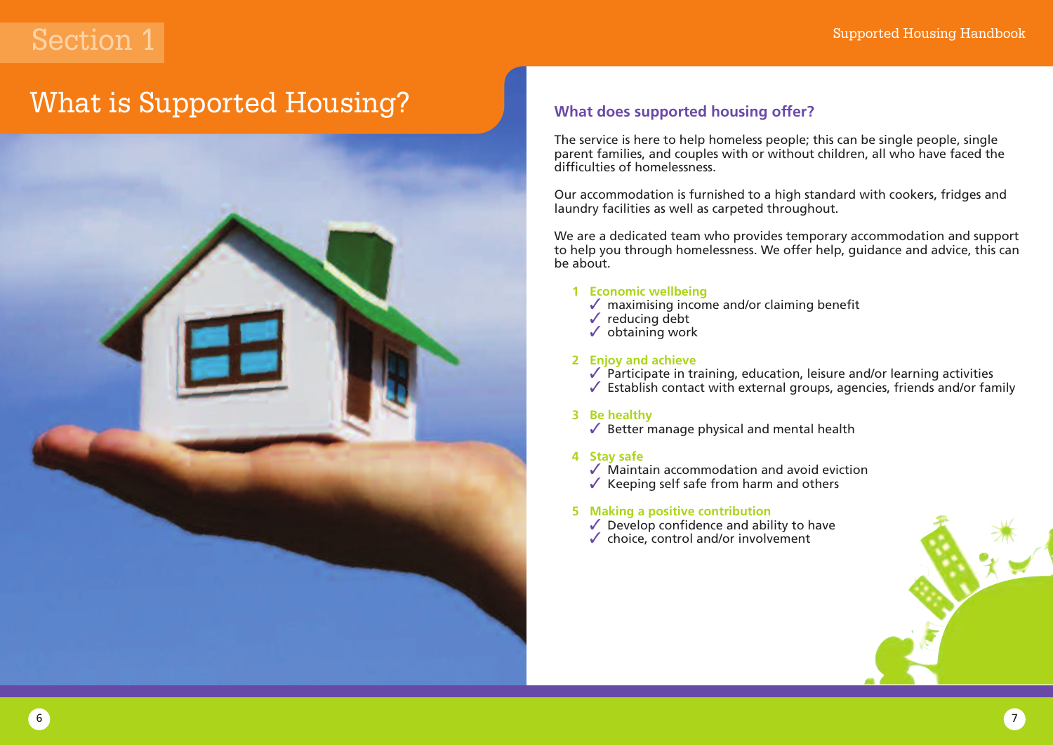Section 1

# What is Supported Housing?

## What does supported housing offer?

The service is here to help homeless people; this can be single people, single parent families, and couples with or without children, all who have faced the difficulties of homelessness.

Our accommodation is furnished to a high standard with cookers, fridges and laundry facilities as well as carpeted throughout.

We are a dedicated team who provides temporary accommodation and support to help you through homelessness. We offer help, guidance and advice, this can be about.

1. **Economic wellbeing**
   - ✓ maximising income and/or claiming benefit
   - ✓ reducing debt
   - ✓ obtaining work

2. **Enjoy and achieve**
   - ✓ Participate in training, education, leisure and/or learning activities
   - ✓ Establish contact with external groups, agencies, friends and/or family

3. **Be healthy**
   - ✓ Better manage physical and mental health

4. **Stay safe**
   - ✓ Maintain accommodation and avoid eviction
   - ✓ Keeping self safe from harm and others

5. **Making a positive contribution**
   - ✓ Develop confidence and ability to have
   - ✓ choice, control and/or involvement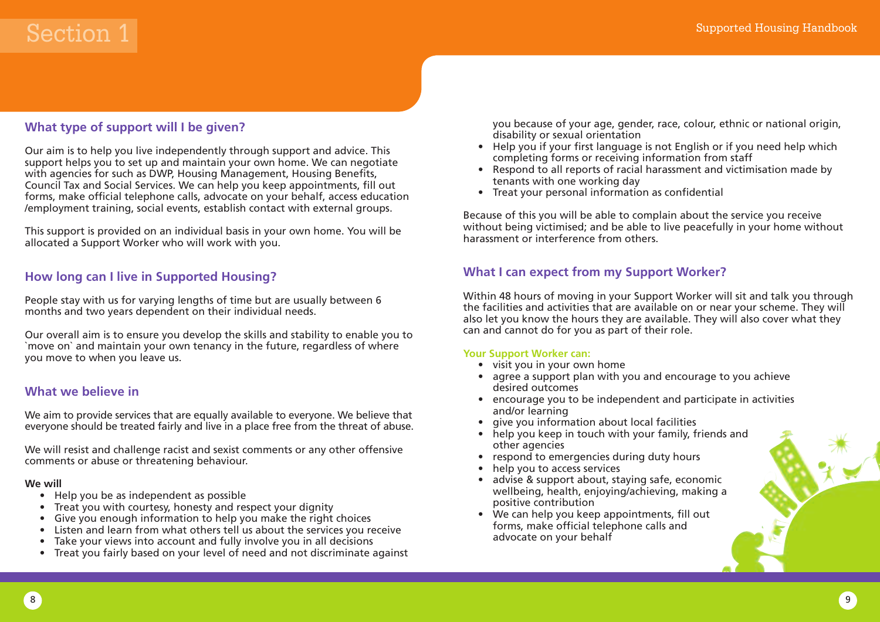## What type of support will I be given?

Our aim is to help you live independently through support and advice. This support helps you to set up and maintain your own home. We can negotiate with agencies for such as DWP, Housing Management, Housing Benefits, Council Tax and Social Services. We can help you keep appointments, fill out forms, make official telephone calls, advocate on your behalf, access education /employment training, social events, establish contact with external groups.

This support is provided on an individual basis in your own home. You will be allocated a Support Worker who will work with you.

## How long can I live in Supported Housing?

People stay with us for varying lengths of time but are usually between 6 months and two years dependent on their individual needs.

Our overall aim is to ensure you develop the skills and stability to enable you to `move on` and maintain your own tenancy in the future, regardless of where you move to when you leave us.

## What we believe in

We aim to provide services that are equally available to everyone. We believe that everyone should be treated fairly and live in a place free from the threat of abuse.

We will resist and challenge racist and sexist comments or any other offensive comments or abuse or threatening behaviour.

**We will**

- Help you be as independent as possible
- Treat you with courtesy, honesty and respect your dignity
- Give you enough information to help you make the right choices
- Listen and learn from what others tell us about the services you receive
- Take your views into account and fully involve you in all decisions
- Treat you fairly based on your level of need and not discriminate against you because of your age, gender, race, colour, ethnic or national origin, disability or sexual orientation
- Help you if your first language is not English or if you need help which completing forms or receiving information from staff
- Respond to all reports of racial harassment and victimisation made by tenants with one working day
- Treat your personal information as confidential

Because of this you will be able to complain about the service you receive without being victimised; and be able to live peacefully in your home without harassment or interference from others.

## What I can expect from my Support Worker?

Within 48 hours of moving in your Support Worker will sit and talk you through the facilities and activities that are available on or near your scheme. They will also let you know the hours they are available. They will also cover what they can and cannot do for you as part of their role.

**Your Support Worker can:**

- visit you in your own home
- agree a support plan with you and encourage to you achieve desired outcomes
- encourage you to be independent and participate in activities and/or learning
- give you information about local facilities
- help you keep in touch with your family, friends and other agencies
- respond to emergencies during duty hours
- help you to access services
- advise & support about, staying safe, economic wellbeing, health, enjoying/achieving, making a positive contribution
- We can help you keep appointments, fill out forms, make official telephone calls and advocate on your behalf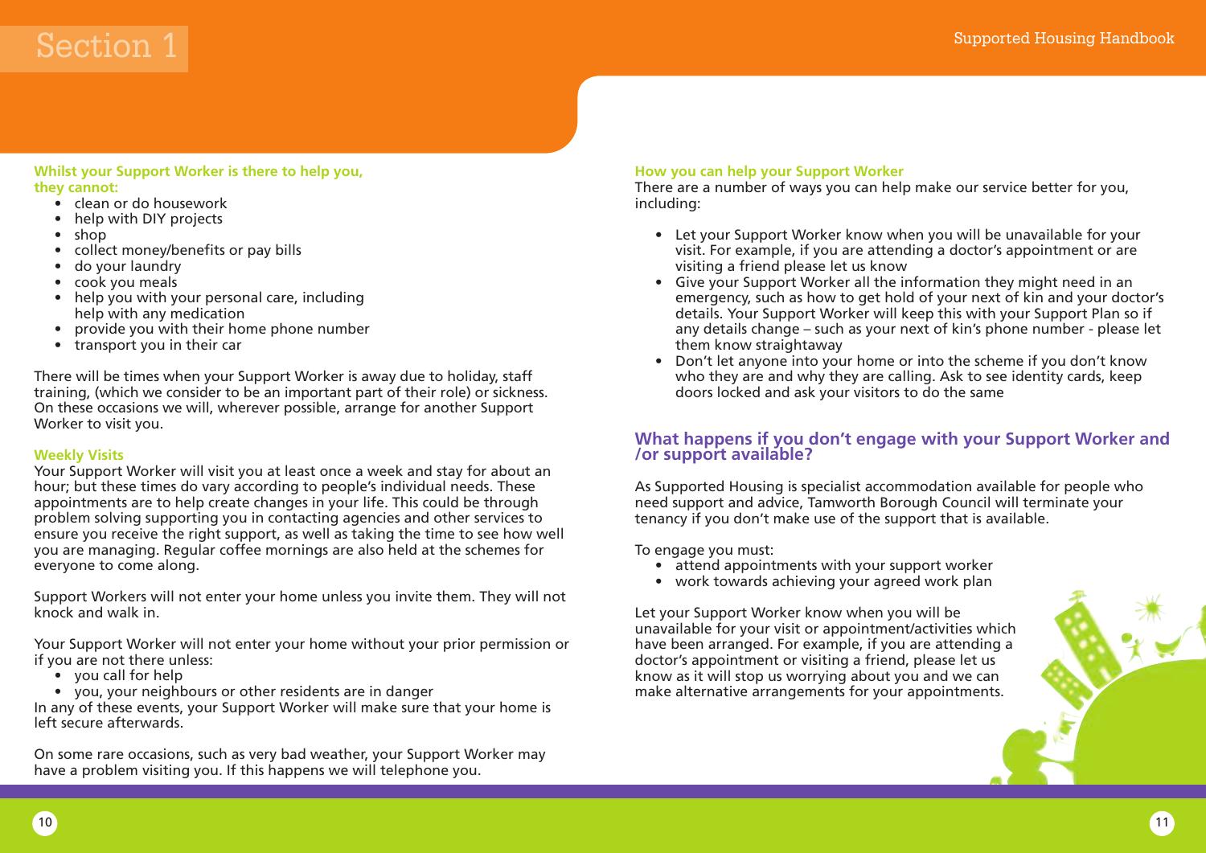#### Whilst your Support Worker is there to help you, they cannot:

- clean or do housework
- help with DIY projects
- shop
- collect money/benefits or pay bills
- do your laundry
- cook you meals
- help you with your personal care, including help with any medication
- provide you with their home phone number
- transport you in their car

There will be times when your Support Worker is away due to holiday, staff training, (which we consider to be an important part of their role) or sickness. On these occasions we will, wherever possible, arrange for another Support Worker to visit you.

#### Weekly Visits

Your Support Worker will visit you at least once a week and stay for about an hour; but these times do vary according to people's individual needs. These appointments are to help create changes in your life. This could be through problem solving supporting you in contacting agencies and other services to ensure you receive the right support, as well as taking the time to see how well you are managing. Regular coffee mornings are also held at the schemes for everyone to come along.

Support Workers will not enter your home unless you invite them. They will not knock and walk in.

Your Support Worker will not enter your home without your prior permission or if you are not there unless:

- you call for help
- you, your neighbours or other residents are in danger

In any of these events, your Support Worker will make sure that your home is left secure afterwards.

On some rare occasions, such as very bad weather, your Support Worker may have a problem visiting you. If this happens we will telephone you.

#### How you can help your Support Worker

There are a number of ways you can help make our service better for you, including:

- Let your Support Worker know when you will be unavailable for your visit. For example, if you are attending a doctor's appointment or are visiting a friend please let us know
- Give your Support Worker all the information they might need in an emergency, such as how to get hold of your next of kin and your doctor's details. Your Support Worker will keep this with your Support Plan so if any details change – such as your next of kin's phone number - please let them know straightaway
- Don't let anyone into your home or into the scheme if you don't know who they are and why they are calling. Ask to see identity cards, keep doors locked and ask your visitors to do the same

### What happens if you don't engage with your Support Worker and /or support available?

As Supported Housing is specialist accommodation available for people who need support and advice, Tamworth Borough Council will terminate your tenancy if you don't make use of the support that is available.

To engage you must:

- attend appointments with your support worker
- work towards achieving your agreed work plan

Let your Support Worker know when you will be unavailable for your visit or appointment/activities which have been arranged. For example, if you are attending a doctor's appointment or visiting a friend, please let us know as it will stop us worrying about you and we can make alternative arrangements for your appointments.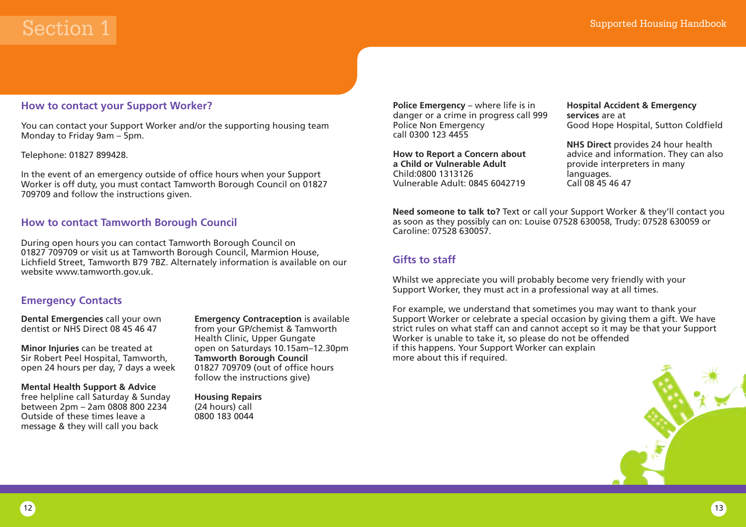# Section 1

## How to contact your Support Worker?

You can contact your Support Worker and/or the supporting housing team Monday to Friday 9am – 5pm.

Telephone: 01827 899428.

In the event of an emergency outside of office hours when your Support Worker is off duty, you must contact Tamworth Borough Council on 01827 709709 and follow the instructions given.

## How to contact Tamworth Borough Council

During open hours you can contact Tamworth Borough Council on 01827 709709 or visit us at Tamworth Borough Council, Marmion House, Lichfield Street, Tamworth B79 7BZ. Alternately information is available on our website www.tamworth.gov.uk.

## Emergency Contacts

**Dental Emergencies** call your own dentist or NHS Direct 08 45 46 47

**Minor Injuries** can be treated at Sir Robert Peel Hospital, Tamworth, open 24 hours per day, 7 days a week

**Mental Health Support & Advice**
free helpline call Saturday & Sunday between 2pm – 2am 0808 800 2234 Outside of these times leave a message & they will call you back

**Emergency Contraception** is available from your GP/chemist & Tamworth Health Clinic, Upper Gungate open on Saturdays 10.15am–12.30pm
**Tamworth Borough Council**
01827 709709 (out of office hours follow the instructions give)

**Housing Repairs**
(24 hours) call
0800 183 0044

**Police Emergency** – where life is in danger or a crime in progress call 999
Police Non Emergency
call 0300 123 4455

**How to Report a Concern about a Child or Vulnerable Adult**
Child:0800 1313126
Vulnerable Adult: 0845 6042719

**Hospital Accident & Emergency services** are at
Good Hope Hospital, Sutton Coldfield

**NHS Direct** provides 24 hour health advice and information. They can also provide interpreters in many languages.
Call 08 45 46 47

**Need someone to talk to?** Text or call your Support Worker & they'll contact you as soon as they possibly can on: Louise 07528 630058, Trudy: 07528 630059 or Caroline: 07528 630057.

## Gifts to staff

Whilst we appreciate you will probably become very friendly with your Support Worker, they must act in a professional way at all times.

For example, we understand that sometimes you may want to thank your Support Worker or celebrate a special occasion by giving them a gift. We have strict rules on what staff can and cannot accept so it may be that your Support Worker is unable to take it, so please do not be offended if this happens. Your Support Worker can explain more about this if required.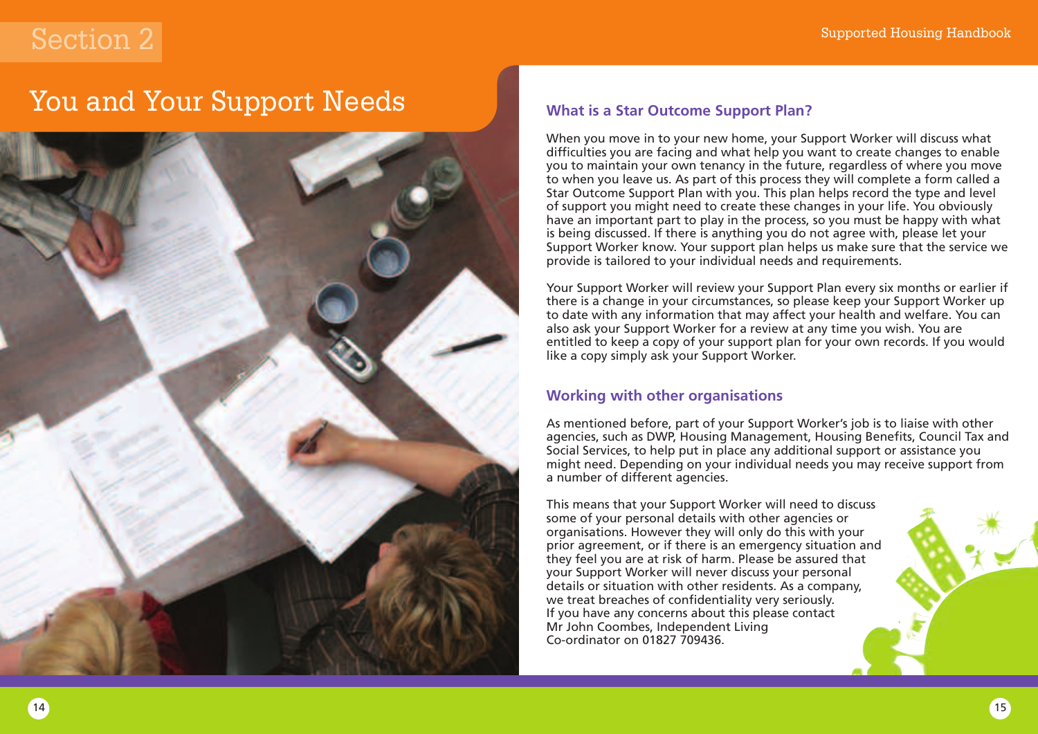# Section 2

## You and Your Support Needs

### What is a Star Outcome Support Plan?

When you move in to your new home, your Support Worker will discuss what difficulties you are facing and what help you want to create changes to enable you to maintain your own tenancy in the future, regardless of where you move to when you leave us. As part of this process they will complete a form called a Star Outcome Support Plan with you. This plan helps record the type and level of support you might need to create these changes in your life. You obviously have an important part to play in the process, so you must be happy with what is being discussed. If there is anything you do not agree with, please let your Support Worker know. Your support plan helps us make sure that the service we provide is tailored to your individual needs and requirements.

Your Support Worker will review your Support Plan every six months or earlier if there is a change in your circumstances, so please keep your Support Worker up to date with any information that may affect your health and welfare. You can also ask your Support Worker for a review at any time you wish. You are entitled to keep a copy of your support plan for your own records. If you would like a copy simply ask your Support Worker.

### Working with other organisations

As mentioned before, part of your Support Worker's job is to liaise with other agencies, such as DWP, Housing Management, Housing Benefits, Council Tax and Social Services, to help put in place any additional support or assistance you might need. Depending on your individual needs you may receive support from a number of different agencies.

This means that your Support Worker will need to discuss some of your personal details with other agencies or organisations. However they will only do this with your prior agreement, or if there is an emergency situation and they feel you are at risk of harm. Please be assured that your Support Worker will never discuss your personal details or situation with other residents. As a company, we treat breaches of confidentiality very seriously. If you have any concerns about this please contact Mr John Coombes, Independent Living Co-ordinator on 01827 709436.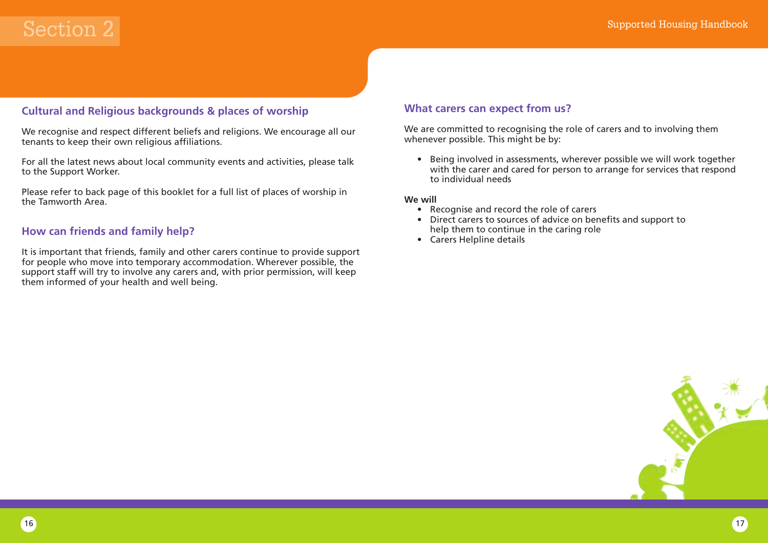## Section 2

### Cultural and Religious backgrounds & places of worship

We recognise and respect different beliefs and religions. We encourage all our tenants to keep their own religious affiliations.

For all the latest news about local community events and activities, please talk to the Support Worker.

Please refer to back page of this booklet for a full list of places of worship in the Tamworth Area.

### How can friends and family help?

It is important that friends, family and other carers continue to provide support for people who move into temporary accommodation. Wherever possible, the support staff will try to involve any carers and, with prior permission, will keep them informed of your health and well being.

### What carers can expect from us?

We are committed to recognising the role of carers and to involving them whenever possible. This might be by:

- Being involved in assessments, wherever possible we will work together with the carer and cared for person to arrange for services that respond to individual needs

**We will**

- Recognise and record the role of carers
- Direct carers to sources of advice on benefits and support to help them to continue in the caring role
- Carers Helpline details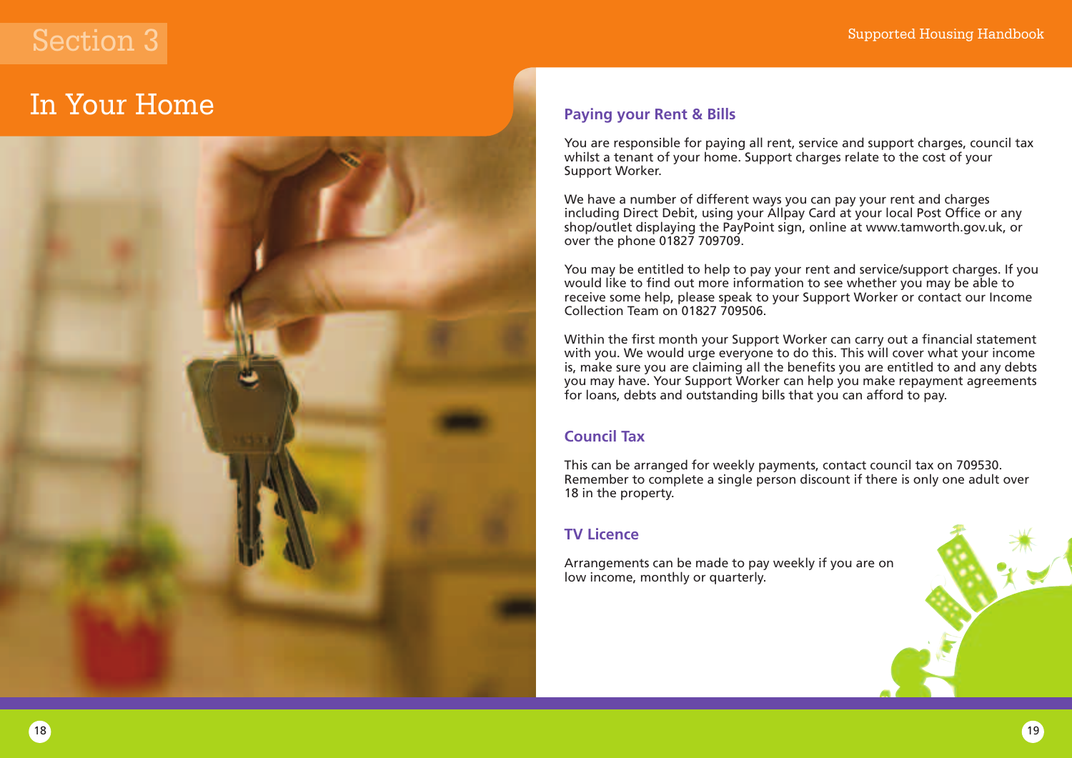Section 3

# In Your Home

## Paying your Rent & Bills

You are responsible for paying all rent, service and support charges, council tax whilst a tenant of your home. Support charges relate to the cost of your Support Worker.

We have a number of different ways you can pay your rent and charges including Direct Debit, using your Allpay Card at your local Post Office or any shop/outlet displaying the PayPoint sign, online at www.tamworth.gov.uk, or over the phone 01827 709709.

You may be entitled to help to pay your rent and service/support charges. If you would like to find out more information to see whether you may be able to receive some help, please speak to your Support Worker or contact our Income Collection Team on 01827 709506.

Within the first month your Support Worker can carry out a financial statement with you. We would urge everyone to do this. This will cover what your income is, make sure you are claiming all the benefits you are entitled to and any debts you may have. Your Support Worker can help you make repayment agreements for loans, debts and outstanding bills that you can afford to pay.

## Council Tax

This can be arranged for weekly payments, contact council tax on 709530. Remember to complete a single person discount if there is only one adult over 18 in the property.

## TV Licence

Arrangements can be made to pay weekly if you are on low income, monthly or quarterly.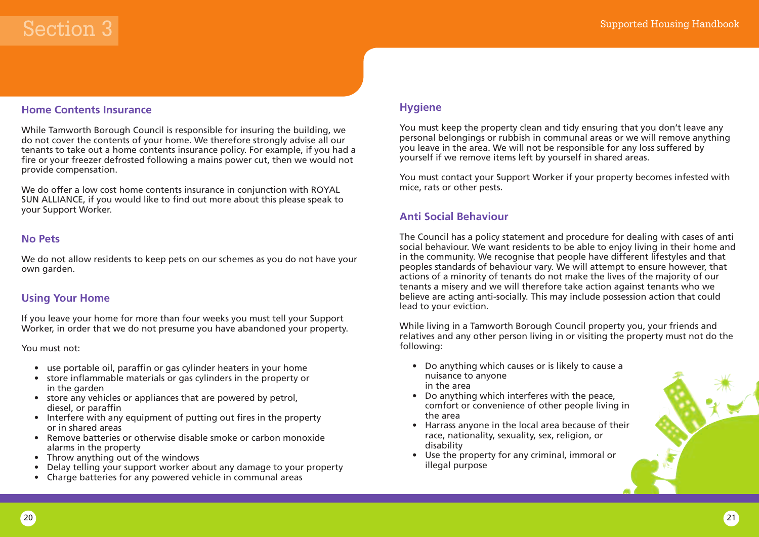## Home Contents Insurance

While Tamworth Borough Council is responsible for insuring the building, we do not cover the contents of your home. We therefore strongly advise all our tenants to take out a home contents insurance policy. For example, if you had a fire or your freezer defrosted following a mains power cut, then we would not provide compensation.

We do offer a low cost home contents insurance in conjunction with ROYAL SUN ALLIANCE, if you would like to find out more about this please speak to your Support Worker.

## No Pets

We do not allow residents to keep pets on our schemes as you do not have your own garden.

## Using Your Home

If you leave your home for more than four weeks you must tell your Support Worker, in order that we do not presume you have abandoned your property.

You must not:

- use portable oil, paraffin or gas cylinder heaters in your home
- store inflammable materials or gas cylinders in the property or in the garden
- store any vehicles or appliances that are powered by petrol, diesel, or paraffin
- Interfere with any equipment of putting out fires in the property or in shared areas
- Remove batteries or otherwise disable smoke or carbon monoxide alarms in the property
- Throw anything out of the windows
- Delay telling your support worker about any damage to your property
- Charge batteries for any powered vehicle in communal areas

## Hygiene

You must keep the property clean and tidy ensuring that you don't leave any personal belongings or rubbish in communal areas or we will remove anything you leave in the area. We will not be responsible for any loss suffered by yourself if we remove items left by yourself in shared areas.

You must contact your Support Worker if your property becomes infested with mice, rats or other pests.

## Anti Social Behaviour

The Council has a policy statement and procedure for dealing with cases of anti social behaviour. We want residents to be able to enjoy living in their home and in the community. We recognise that people have different lifestyles and that peoples standards of behaviour vary. We will attempt to ensure however, that actions of a minority of tenants do not make the lives of the majority of our tenants a misery and we will therefore take action against tenants who we believe are acting anti-socially. This may include possession action that could lead to your eviction.

While living in a Tamworth Borough Council property you, your friends and relatives and any other person living in or visiting the property must not do the following:

- Do anything which causes or is likely to cause a nuisance to anyone in the area
- Do anything which interferes with the peace, comfort or convenience of other people living in the area
- Harrass anyone in the local area because of their race, nationality, sexuality, sex, religion, or disability
- Use the property for any criminal, immoral or illegal purpose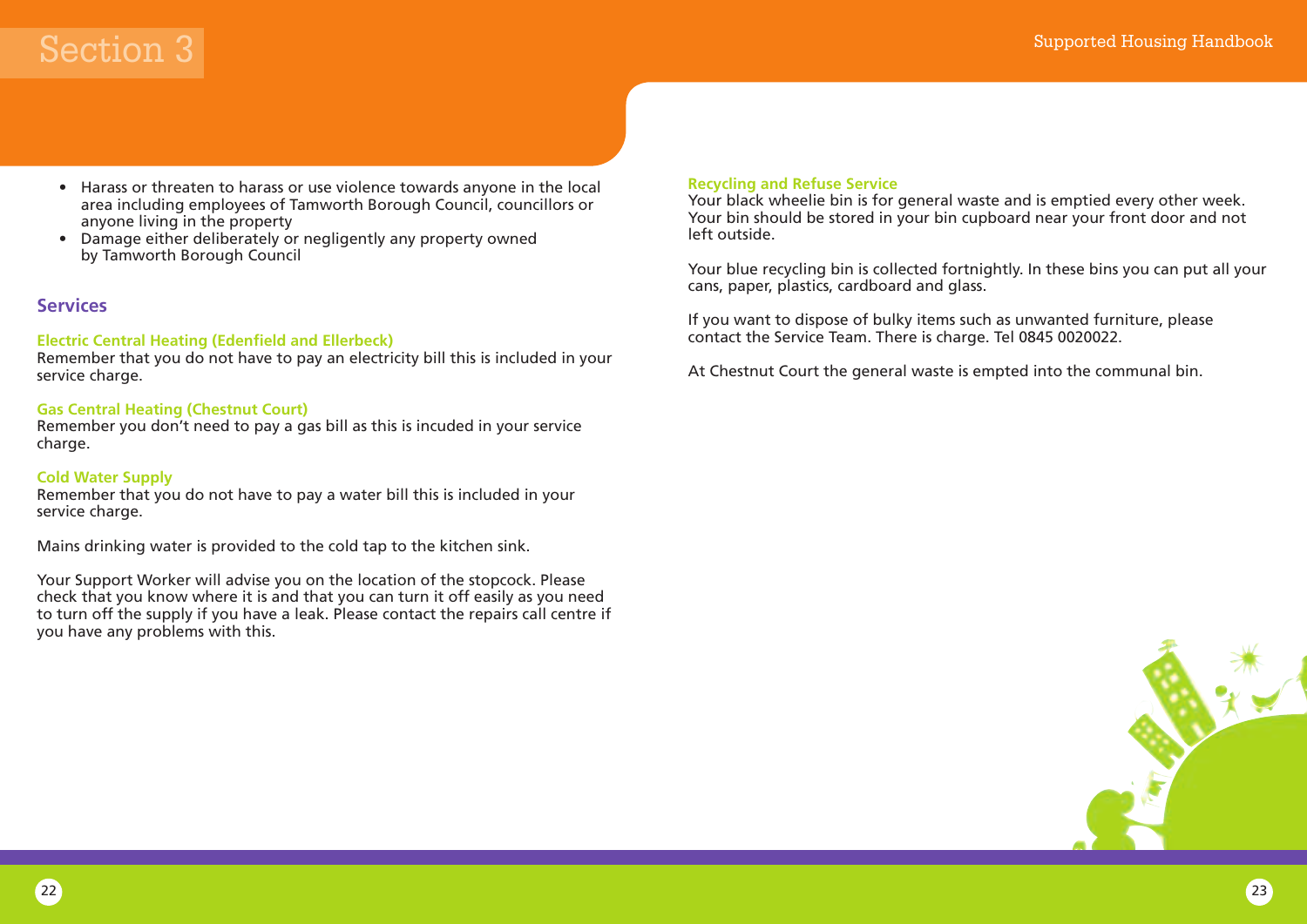- Harass or threaten to harass or use violence towards anyone in the local area including employees of Tamworth Borough Council, councillors or anyone living in the property
- Damage either deliberately or negligently any property owned by Tamworth Borough Council

## Services

### Electric Central Heating (Edenfield and Ellerbeck)

Remember that you do not have to pay an electricity bill this is included in your service charge.

### Gas Central Heating (Chestnut Court)

Remember you don't need to pay a gas bill as this is incuded in your service charge.

### Cold Water Supply

Remember that you do not have to pay a water bill this is included in your service charge.

Mains drinking water is provided to the cold tap to the kitchen sink.

Your Support Worker will advise you on the location of the stopcock. Please check that you know where it is and that you can turn it off easily as you need to turn off the supply if you have a leak. Please contact the repairs call centre if you have any problems with this.

### Recycling and Refuse Service

Your black wheelie bin is for general waste and is emptied every other week. Your bin should be stored in your bin cupboard near your front door and not left outside.

Your blue recycling bin is collected fortnightly. In these bins you can put all your cans, paper, plastics, cardboard and glass.

If you want to dispose of bulky items such as unwanted furniture, please contact the Service Team. There is charge. Tel 0845 0020022.

At Chestnut Court the general waste is empted into the communal bin.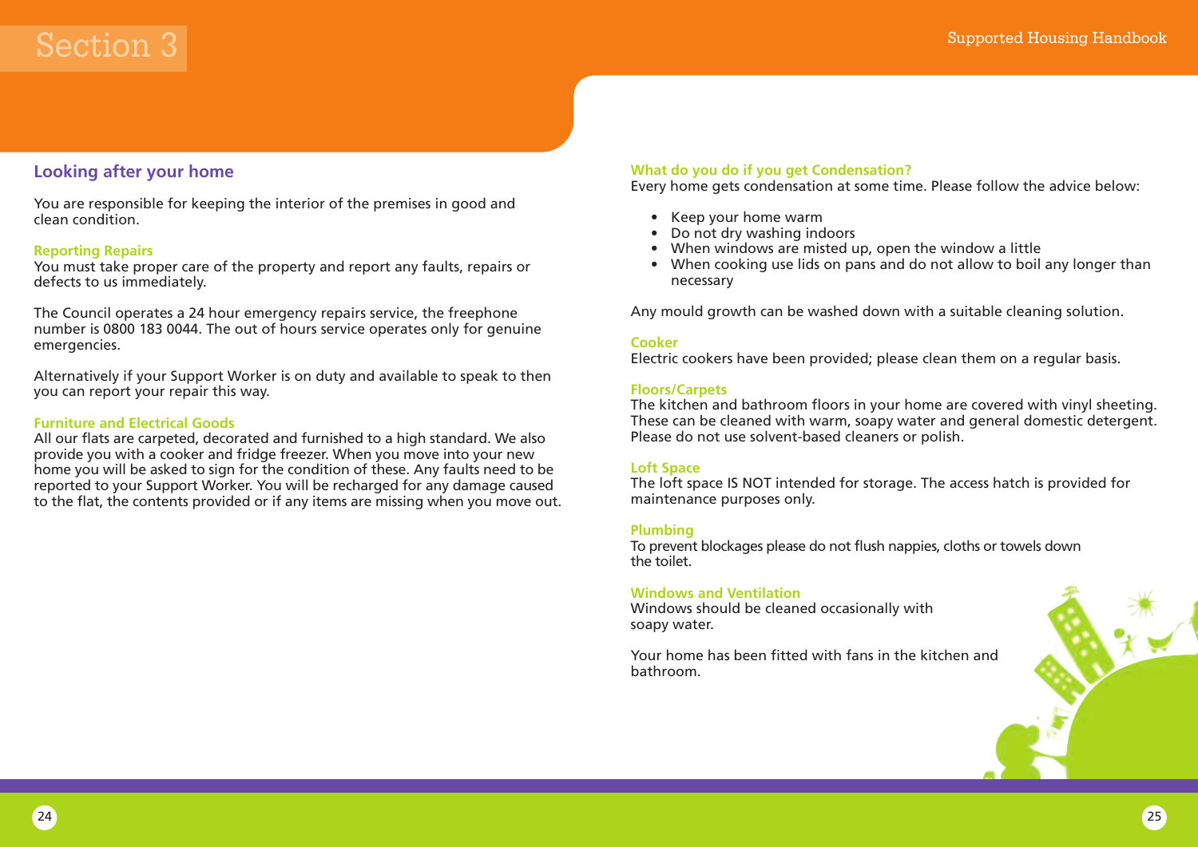## Looking after your home

You are responsible for keeping the interior of the premises in good and clean condition.

### Reporting Repairs

You must take proper care of the property and report any faults, repairs or defects to us immediately.

The Council operates a 24 hour emergency repairs service, the freephone number is 0800 183 0044. The out of hours service operates only for genuine emergencies.

Alternatively if your Support Worker is on duty and available to speak to then you can report your repair this way.

### Furniture and Electrical Goods

All our flats are carpeted, decorated and furnished to a high standard. We also provide you with a cooker and fridge freezer. When you move into your new home you will be asked to sign for the condition of these. Any faults need to be reported to your Support Worker. You will be recharged for any damage caused to the flat, the contents provided or if any items are missing when you move out.

### What do you do if you get Condensation?

Every home gets condensation at some time. Please follow the advice below:

- Keep your home warm
- Do not dry washing indoors
- When windows are misted up, open the window a little
- When cooking use lids on pans and do not allow to boil any longer than necessary

Any mould growth can be washed down with a suitable cleaning solution.

### Cooker

Electric cookers have been provided; please clean them on a regular basis.

### Floors/Carpets

The kitchen and bathroom floors in your home are covered with vinyl sheeting. These can be cleaned with warm, soapy water and general domestic detergent. Please do not use solvent-based cleaners or polish.

### Loft Space

The loft space IS NOT intended for storage. The access hatch is provided for maintenance purposes only.

### Plumbing

To prevent blockages please do not flush nappies, cloths or towels down the toilet.

### Windows and Ventilation

Windows should be cleaned occasionally with soapy water.

Your home has been fitted with fans in the kitchen and bathroom.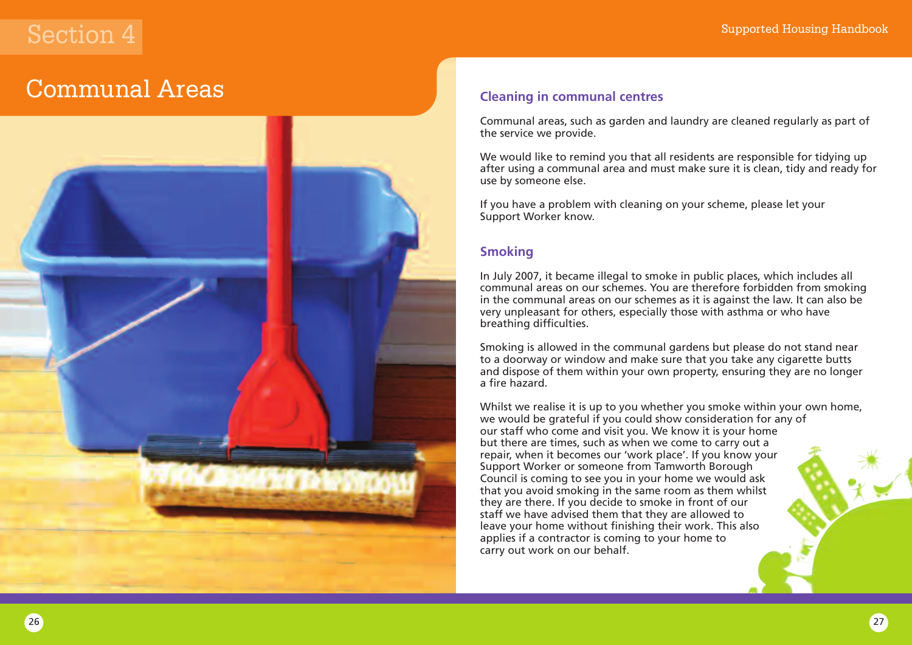Section 4

# Communal Areas

## Cleaning in communal centres

Communal areas, such as garden and laundry are cleaned regularly as part of the service we provide.

We would like to remind you that all residents are responsible for tidying up after using a communal area and must make sure it is clean, tidy and ready for use by someone else.

If you have a problem with cleaning on your scheme, please let your Support Worker know.

## Smoking

In July 2007, it became illegal to smoke in public places, which includes all communal areas on our schemes. You are therefore forbidden from smoking in the communal areas on our schemes as it is against the law. It can also be very unpleasant for others, especially those with asthma or who have breathing difficulties.

Smoking is allowed in the communal gardens but please do not stand near to a doorway or window and make sure that you take any cigarette butts and dispose of them within your own property, ensuring they are no longer a fire hazard.

Whilst we realise it is up to you whether you smoke within your own home, we would be grateful if you could show consideration for any of our staff who come and visit you. We know it is your home but there are times, such as when we come to carry out a repair, when it becomes our 'work place'. If you know your Support Worker or someone from Tamworth Borough Council is coming to see you in your home we would ask that you avoid smoking in the same room as them whilst they are there. If you decide to smoke in front of our staff we have advised them that they are allowed to leave your home without finishing their work. This also applies if a contractor is coming to your home to carry out work on our behalf.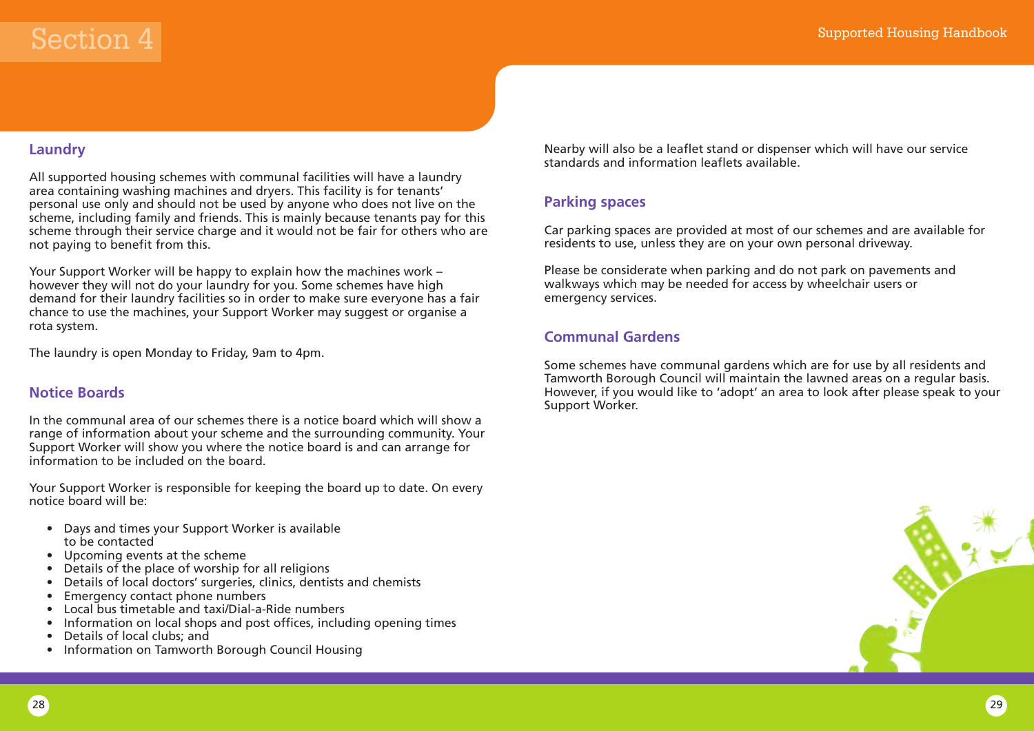## Laundry

All supported housing schemes with communal facilities will have a laundry area containing washing machines and dryers. This facility is for tenants' personal use only and should not be used by anyone who does not live on the scheme, including family and friends. This is mainly because tenants pay for this scheme through their service charge and it would not be fair for others who are not paying to benefit from this.

Your Support Worker will be happy to explain how the machines work – however they will not do your laundry for you. Some schemes have high demand for their laundry facilities so in order to make sure everyone has a fair chance to use the machines, your Support Worker may suggest or organise a rota system.

The laundry is open Monday to Friday, 9am to 4pm.

## Notice Boards

In the communal area of our schemes there is a notice board which will show a range of information about your scheme and the surrounding community. Your Support Worker will show you where the notice board is and can arrange for information to be included on the board.

Your Support Worker is responsible for keeping the board up to date. On every notice board will be:

- Days and times your Support Worker is available to be contacted
- Upcoming events at the scheme
- Details of the place of worship for all religions
- Details of local doctors' surgeries, clinics, dentists and chemists
- Emergency contact phone numbers
- Local bus timetable and taxi/Dial-a-Ride numbers
- Information on local shops and post offices, including opening times
- Details of local clubs; and
- Information on Tamworth Borough Council Housing

Nearby will also be a leaflet stand or dispenser which will have our service standards and information leaflets available.

## Parking spaces

Car parking spaces are provided at most of our schemes and are available for residents to use, unless they are on your own personal driveway.

Please be considerate when parking and do not park on pavements and walkways which may be needed for access by wheelchair users or emergency services.

## Communal Gardens

Some schemes have communal gardens which are for use by all residents and Tamworth Borough Council will maintain the lawned areas on a regular basis. However, if you would like to 'adopt' an area to look after please speak to your Support Worker.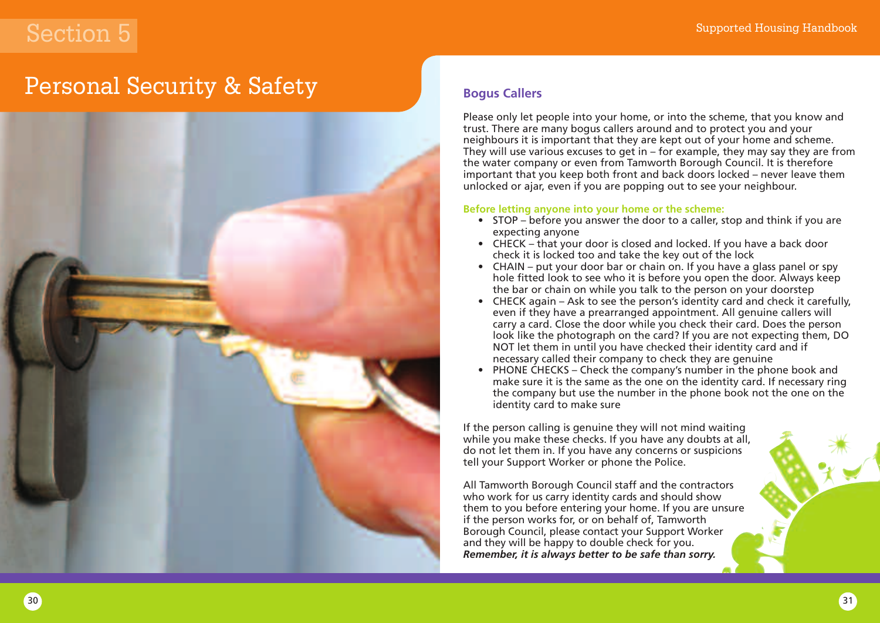# Section 5

# Personal Security & Safety

## Bogus Callers

Please only let people into your home, or into the scheme, that you know and trust. There are many bogus callers around and to protect you and your neighbours it is important that they are kept out of your home and scheme. They will use various excuses to get in – for example, they may say they are from the water company or even from Tamworth Borough Council. It is therefore important that you keep both front and back doors locked – never leave them unlocked or ajar, even if you are popping out to see your neighbour.

**Before letting anyone into your home or the scheme:**

- STOP – before you answer the door to a caller, stop and think if you are expecting anyone
- CHECK – that your door is closed and locked. If you have a back door check it is locked too and take the key out of the lock
- CHAIN – put your door bar or chain on. If you have a glass panel or spy hole fitted look to see who it is before you open the door. Always keep the bar or chain on while you talk to the person on your doorstep
- CHECK again – Ask to see the person's identity card and check it carefully, even if they have a prearranged appointment. All genuine callers will carry a card. Close the door while you check their card. Does the person look like the photograph on the card? If you are not expecting them, DO NOT let them in until you have checked their identity card and if necessary called their company to check they are genuine
- PHONE CHECKS – Check the company's number in the phone book and make sure it is the same as the one on the identity card. If necessary ring the company but use the number in the phone book not the one on the identity card to make sure

If the person calling is genuine they will not mind waiting while you make these checks. If you have any doubts at all, do not let them in. If you have any concerns or suspicions tell your Support Worker or phone the Police.

All Tamworth Borough Council staff and the contractors who work for us carry identity cards and should show them to you before entering your home. If you are unsure if the person works for, or on behalf of, Tamworth Borough Council, please contact your Support Worker and they will be happy to double check for you.
***Remember, it is always better to be safe than sorry.***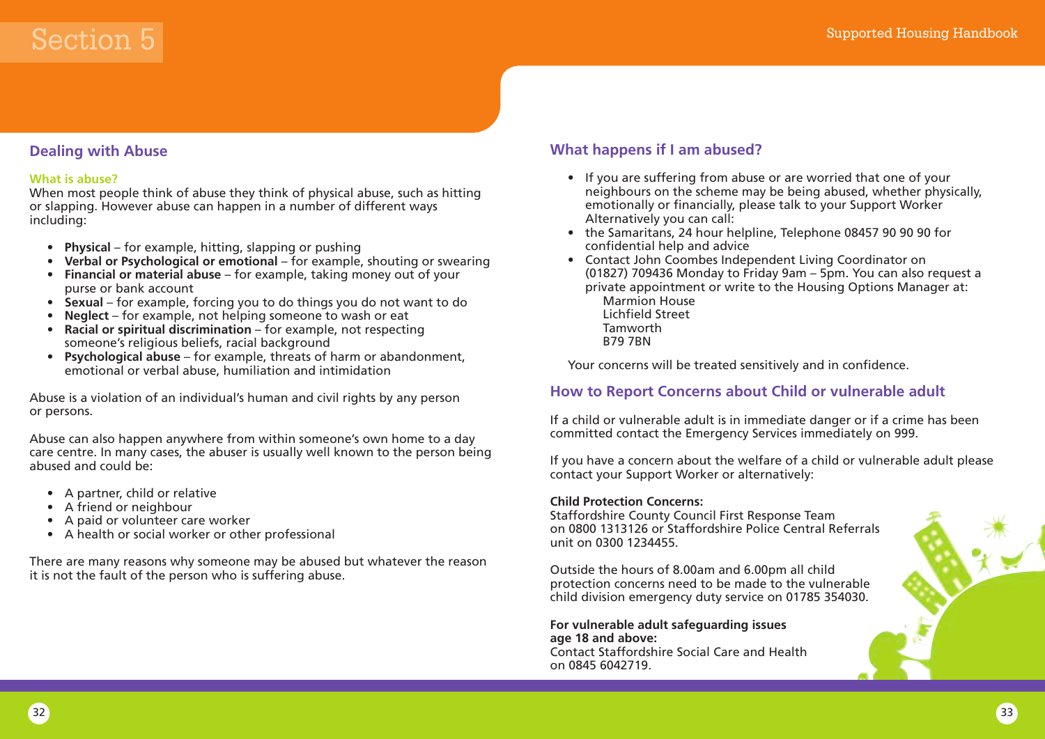# Section 5

## Dealing with Abuse

### What is abuse?

When most people think of abuse they think of physical abuse, such as hitting or slapping. However abuse can happen in a number of different ways including:

- **Physical** – for example, hitting, slapping or pushing
- **Verbal or Psychological or emotional** – for example, shouting or swearing
- **Financial or material abuse** – for example, taking money out of your purse or bank account
- **Sexual** – for example, forcing you to do things you do not want to do
- **Neglect** – for example, not helping someone to wash or eat
- **Racial or spiritual discrimination** – for example, not respecting someone's religious beliefs, racial background
- **Psychological abuse** – for example, threats of harm or abandonment, emotional or verbal abuse, humiliation and intimidation

Abuse is a violation of an individual's human and civil rights by any person or persons.

Abuse can also happen anywhere from within someone's own home to a day care centre. In many cases, the abuser is usually well known to the person being abused and could be:

- A partner, child or relative
- A friend or neighbour
- A paid or volunteer care worker
- A health or social worker or other professional

There are many reasons why someone may be abused but whatever the reason it is not the fault of the person who is suffering abuse.

## What happens if I am abused?

- If you are suffering from abuse or are worried that one of your neighbours on the scheme may be being abused, whether physically, emotionally or financially, please talk to your Support Worker Alternatively you can call:
- the Samaritans, 24 hour helpline, Telephone 08457 90 90 90 for confidential help and advice
- Contact John Coombes Independent Living Coordinator on (01827) 709436 Monday to Friday 9am – 5pm. You can also request a private appointment or write to the Housing Options Manager at:
  Marmion House
  Lichfield Street
  Tamworth
  B79 7BN

Your concerns will be treated sensitively and in confidence.

## How to Report Concerns about Child or vulnerable adult

If a child or vulnerable adult is in immediate danger or if a crime has been committed contact the Emergency Services immediately on 999.

If you have a concern about the welfare of a child or vulnerable adult please contact your Support Worker or alternatively:

**Child Protection Concerns:**
Staffordshire County Council First Response Team on 0800 1313126 or Staffordshire Police Central Referrals unit on 0300 1234455.

Outside the hours of 8.00am and 6.00pm all child protection concerns need to be made to the vulnerable child division emergency duty service on 01785 354030.

**For vulnerable adult safeguarding issues age 18 and above:**
Contact Staffordshire Social Care and Health on 0845 6042719.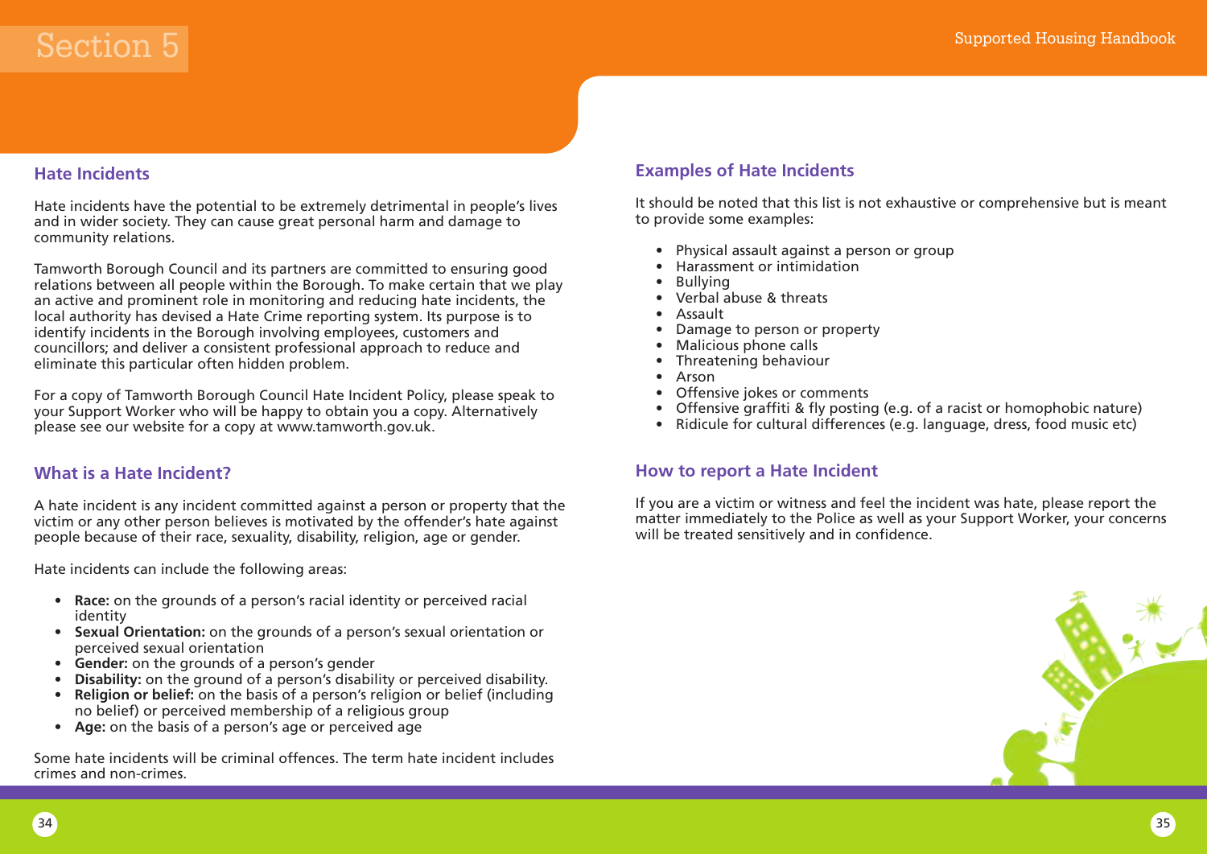## Hate Incidents

Hate incidents have the potential to be extremely detrimental in people's lives and in wider society. They can cause great personal harm and damage to community relations.

Tamworth Borough Council and its partners are committed to ensuring good relations between all people within the Borough. To make certain that we play an active and prominent role in monitoring and reducing hate incidents, the local authority has devised a Hate Crime reporting system. Its purpose is to identify incidents in the Borough involving employees, customers and councillors; and deliver a consistent professional approach to reduce and eliminate this particular often hidden problem.

For a copy of Tamworth Borough Council Hate Incident Policy, please speak to your Support Worker who will be happy to obtain you a copy. Alternatively please see our website for a copy at www.tamworth.gov.uk.

## What is a Hate Incident?

A hate incident is any incident committed against a person or property that the victim or any other person believes is motivated by the offender's hate against people because of their race, sexuality, disability, religion, age or gender.

Hate incidents can include the following areas:

- **Race:** on the grounds of a person's racial identity or perceived racial identity
- **Sexual Orientation:** on the grounds of a person's sexual orientation or perceived sexual orientation
- **Gender:** on the grounds of a person's gender
- **Disability:** on the ground of a person's disability or perceived disability.
- **Religion or belief:** on the basis of a person's religion or belief (including no belief) or perceived membership of a religious group
- **Age:** on the basis of a person's age or perceived age

Some hate incidents will be criminal offences. The term hate incident includes crimes and non-crimes.

## Examples of Hate Incidents

It should be noted that this list is not exhaustive or comprehensive but is meant to provide some examples:

- Physical assault against a person or group
- Harassment or intimidation
- Bullying
- Verbal abuse & threats
- Assault
- Damage to person or property
- Malicious phone calls
- Threatening behaviour
- Arson
- Offensive jokes or comments
- Offensive graffiti & fly posting (e.g. of a racist or homophobic nature)
- Ridicule for cultural differences (e.g. language, dress, food music etc)

## How to report a Hate Incident

If you are a victim or witness and feel the incident was hate, please report the matter immediately to the Police as well as your Support Worker, your concerns will be treated sensitively and in confidence.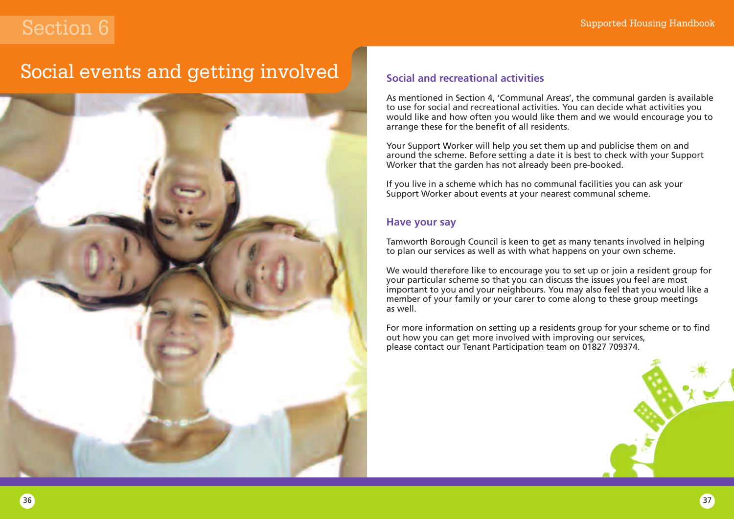# Section 6

# Social events and getting involved

## Social and recreational activities

As mentioned in Section 4, 'Communal Areas', the communal garden is available to use for social and recreational activities. You can decide what activities you would like and how often you would like them and we would encourage you to arrange these for the benefit of all residents.

Your Support Worker will help you set them up and publicise them on and around the scheme. Before setting a date it is best to check with your Support Worker that the garden has not already been pre-booked.

If you live in a scheme which has no communal facilities you can ask your Support Worker about events at your nearest communal scheme.

## Have your say

Tamworth Borough Council is keen to get as many tenants involved in helping to plan our services as well as with what happens on your own scheme.

We would therefore like to encourage you to set up or join a resident group for your particular scheme so that you can discuss the issues you feel are most important to you and your neighbours. You may also feel that you would like a member of your family or your carer to come along to these group meetings as well.

For more information on setting up a residents group for your scheme or to find out how you can get more involved with improving our services, please contact our Tenant Participation team on 01827 709374.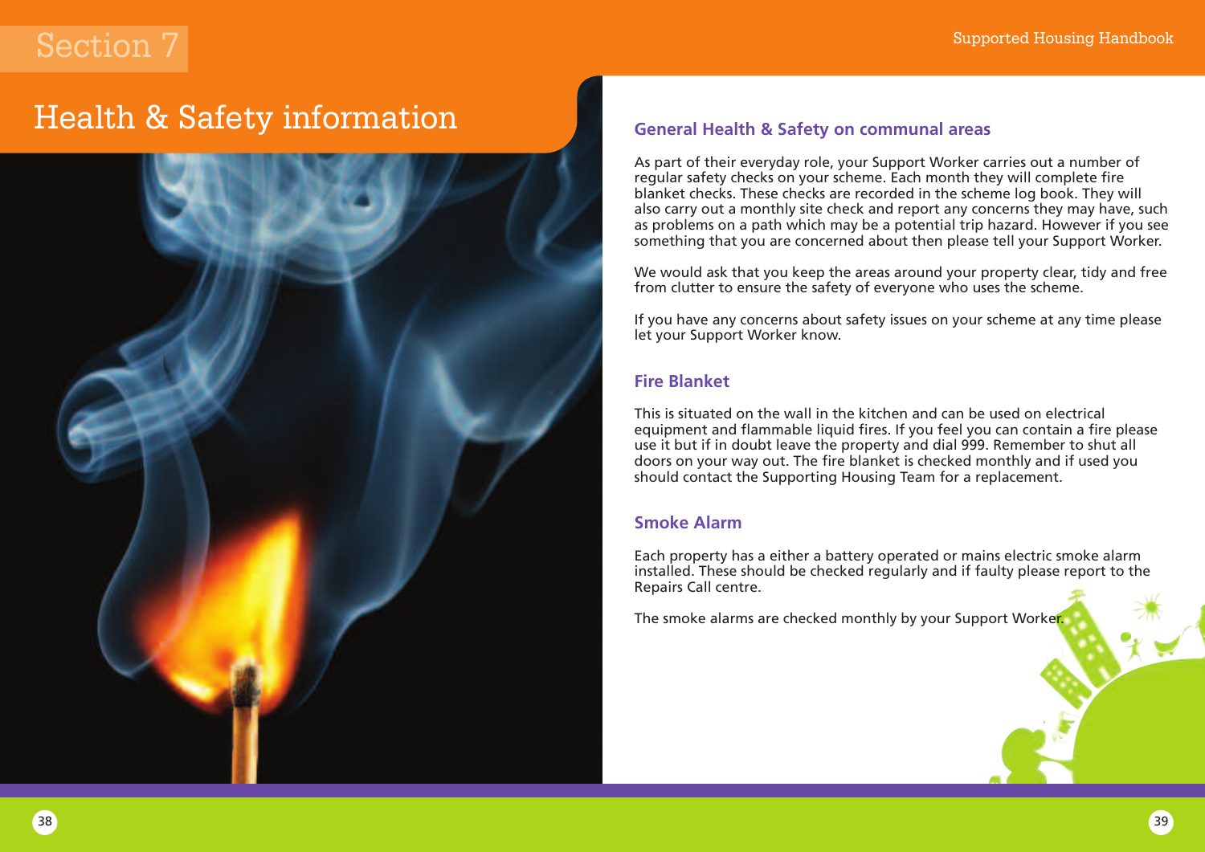# Section 7

# Health & Safety information

## General Health & Safety on communal areas

As part of their everyday role, your Support Worker carries out a number of regular safety checks on your scheme. Each month they will complete fire blanket checks. These checks are recorded in the scheme log book. They will also carry out a monthly site check and report any concerns they may have, such as problems on a path which may be a potential trip hazard. However if you see something that you are concerned about then please tell your Support Worker.

We would ask that you keep the areas around your property clear, tidy and free from clutter to ensure the safety of everyone who uses the scheme.

If you have any concerns about safety issues on your scheme at any time please let your Support Worker know.

## Fire Blanket

This is situated on the wall in the kitchen and can be used on electrical equipment and flammable liquid fires. If you feel you can contain a fire please use it but if in doubt leave the property and dial 999. Remember to shut all doors on your way out. The fire blanket is checked monthly and if used you should contact the Supporting Housing Team for a replacement.

## Smoke Alarm

Each property has a either a battery operated or mains electric smoke alarm installed. These should be checked regularly and if faulty please report to the Repairs Call centre.

The smoke alarms are checked monthly by your Support Worker.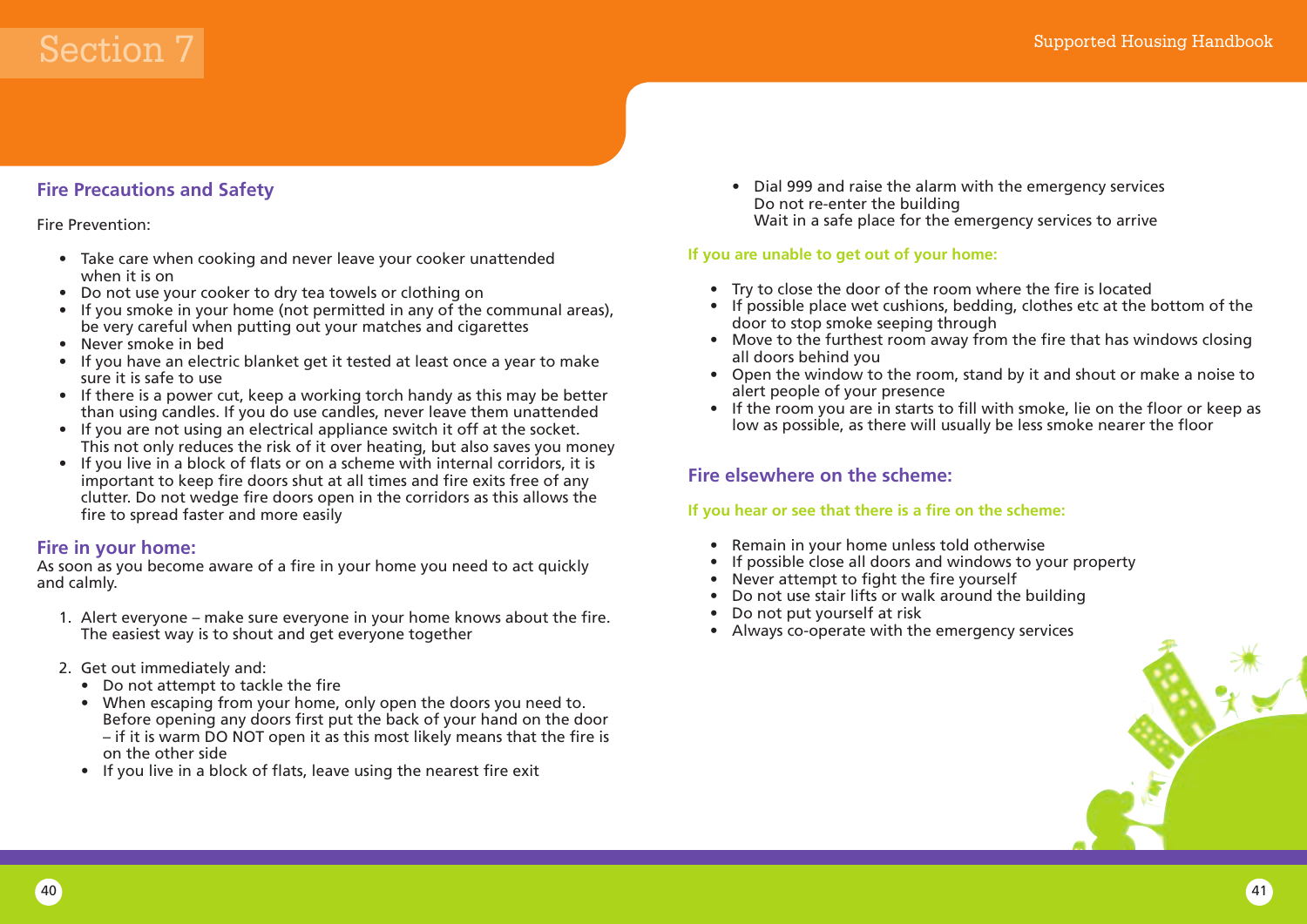## Fire Precautions and Safety

Fire Prevention:

- Take care when cooking and never leave your cooker unattended when it is on
- Do not use your cooker to dry tea towels or clothing on
- If you smoke in your home (not permitted in any of the communal areas), be very careful when putting out your matches and cigarettes
- Never smoke in bed
- If you have an electric blanket get it tested at least once a year to make sure it is safe to use
- If there is a power cut, keep a working torch handy as this may be better than using candles. If you do use candles, never leave them unattended
- If you are not using an electrical appliance switch it off at the socket. This not only reduces the risk of it over heating, but also saves you money
- If you live in a block of flats or on a scheme with internal corridors, it is important to keep fire doors shut at all times and fire exits free of any clutter. Do not wedge fire doors open in the corridors as this allows the fire to spread faster and more easily

## Fire in your home:

As soon as you become aware of a fire in your home you need to act quickly and calmly.

1. Alert everyone – make sure everyone in your home knows about the fire. The easiest way is to shout and get everyone together

2. Get out immediately and:
   - Do not attempt to tackle the fire
   - When escaping from your home, only open the doors you need to. Before opening any doors first put the back of your hand on the door – if it is warm DO NOT open it as this most likely means that the fire is on the other side
   - If you live in a block of flats, leave using the nearest fire exit
   - Dial 999 and raise the alarm with the emergency services
     Do not re-enter the building
     Wait in a safe place for the emergency services to arrive

### If you are unable to get out of your home:

- Try to close the door of the room where the fire is located
- If possible place wet cushions, bedding, clothes etc at the bottom of the door to stop smoke seeping through
- Move to the furthest room away from the fire that has windows closing all doors behind you
- Open the window to the room, stand by it and shout or make a noise to alert people of your presence
- If the room you are in starts to fill with smoke, lie on the floor or keep as low as possible, as there will usually be less smoke nearer the floor

## Fire elsewhere on the scheme:

### If you hear or see that there is a fire on the scheme:

- Remain in your home unless told otherwise
- If possible close all doors and windows to your property
- Never attempt to fight the fire yourself
- Do not use stair lifts or walk around the building
- Do not put yourself at risk
- Always co-operate with the emergency services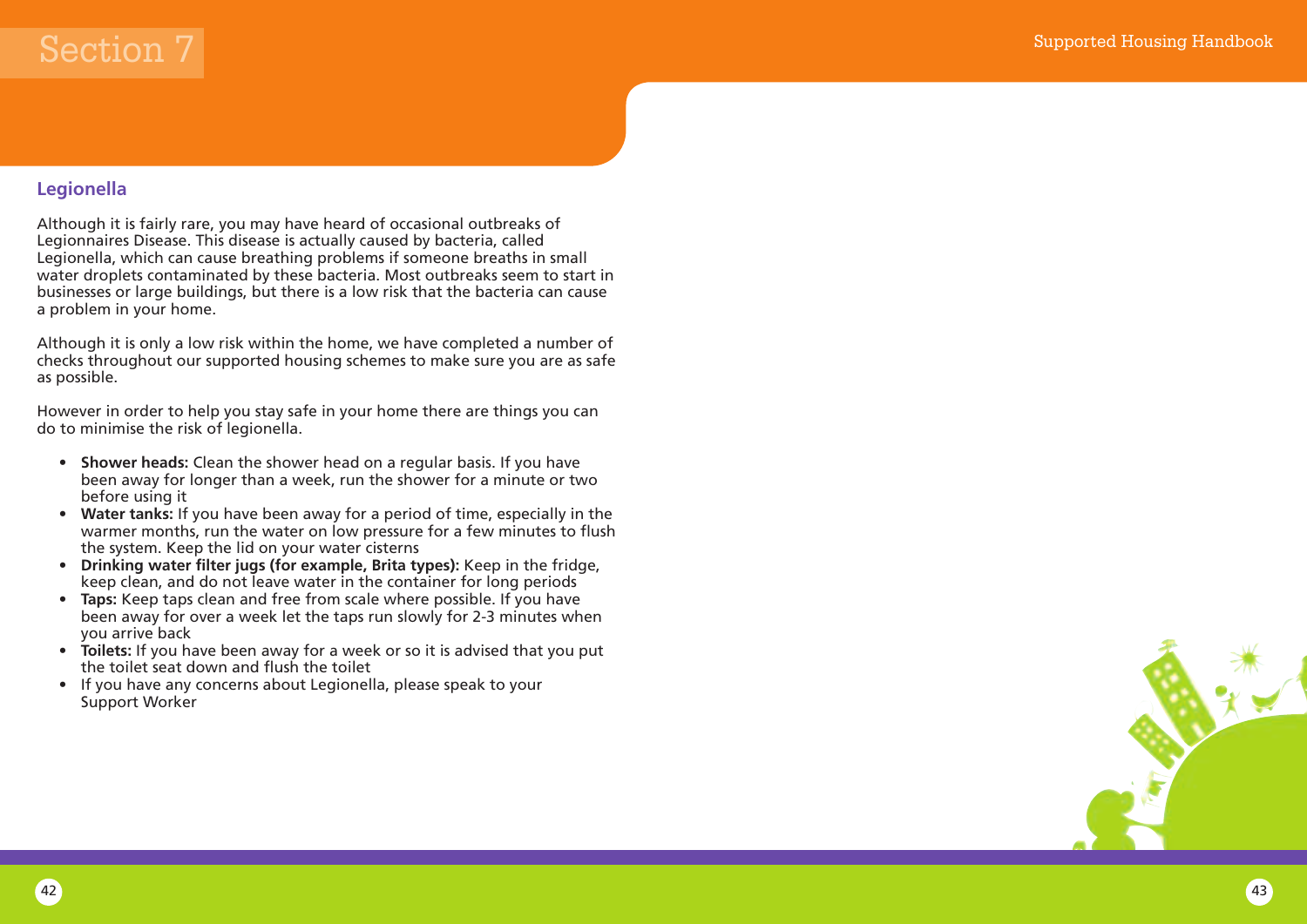## Legionella

Although it is fairly rare, you may have heard of occasional outbreaks of Legionnaires Disease. This disease is actually caused by bacteria, called Legionella, which can cause breathing problems if someone breaths in small water droplets contaminated by these bacteria. Most outbreaks seem to start in businesses or large buildings, but there is a low risk that the bacteria can cause a problem in your home.

Although it is only a low risk within the home, we have completed a number of checks throughout our supported housing schemes to make sure you are as safe as possible.

However in order to help you stay safe in your home there are things you can do to minimise the risk of legionella.

- **Shower heads:** Clean the shower head on a regular basis. If you have been away for longer than a week, run the shower for a minute or two before using it
- **Water tanks:** If you have been away for a period of time, especially in the warmer months, run the water on low pressure for a few minutes to flush the system. Keep the lid on your water cisterns
- **Drinking water filter jugs (for example, Brita types):** Keep in the fridge, keep clean, and do not leave water in the container for long periods
- **Taps:** Keep taps clean and free from scale where possible. If you have been away for over a week let the taps run slowly for 2-3 minutes when you arrive back
- **Toilets:** If you have been away for a week or so it is advised that you put the toilet seat down and flush the toilet
- If you have any concerns about Legionella, please speak to your Support Worker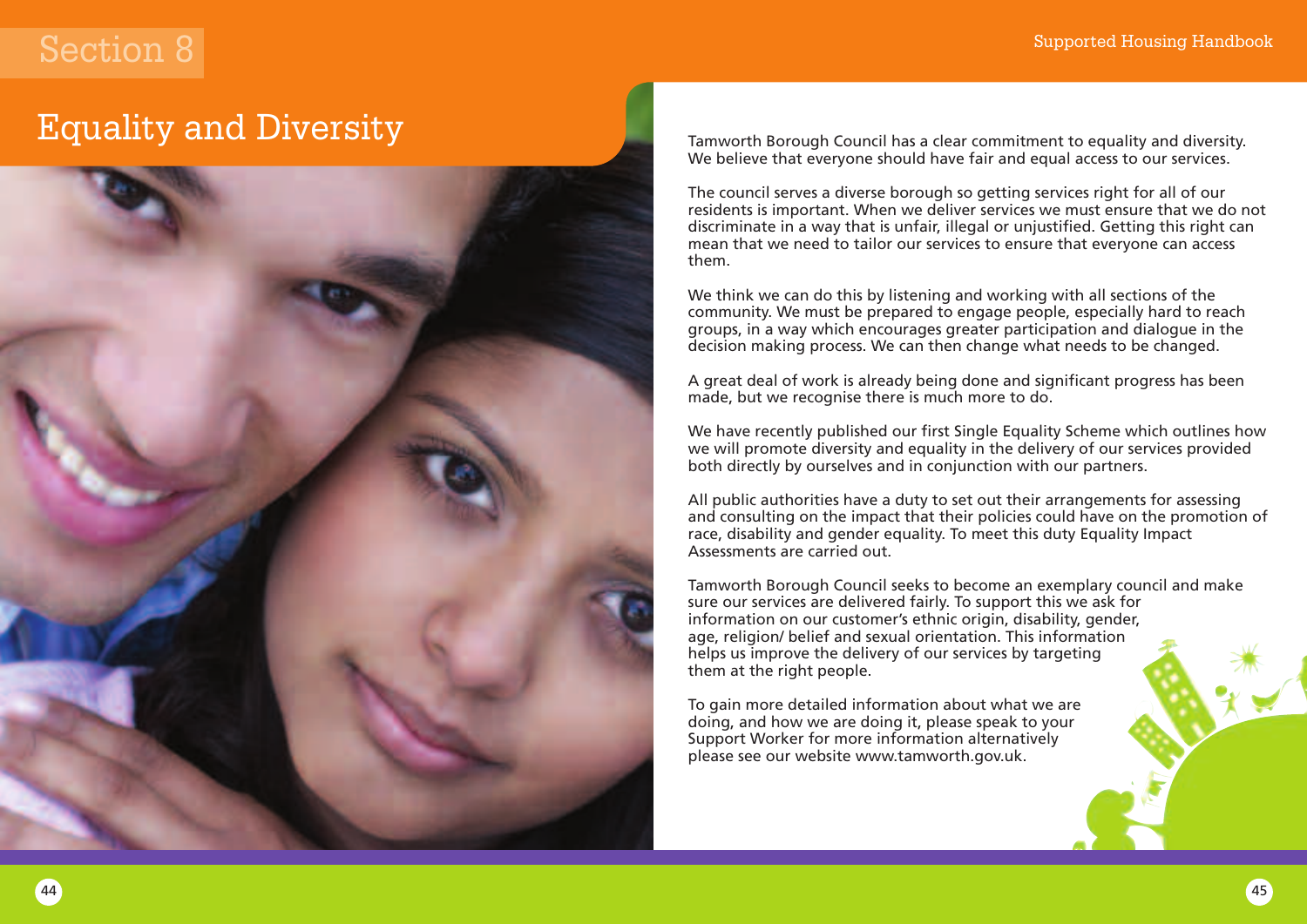# Section 8

## Equality and Diversity

Tamworth Borough Council has a clear commitment to equality and diversity. We believe that everyone should have fair and equal access to our services.

The council serves a diverse borough so getting services right for all of our residents is important. When we deliver services we must ensure that we do not discriminate in a way that is unfair, illegal or unjustified. Getting this right can mean that we need to tailor our services to ensure that everyone can access them.

We think we can do this by listening and working with all sections of the community. We must be prepared to engage people, especially hard to reach groups, in a way which encourages greater participation and dialogue in the decision making process. We can then change what needs to be changed.

A great deal of work is already being done and significant progress has been made, but we recognise there is much more to do.

We have recently published our first Single Equality Scheme which outlines how we will promote diversity and equality in the delivery of our services provided both directly by ourselves and in conjunction with our partners.

All public authorities have a duty to set out their arrangements for assessing and consulting on the impact that their policies could have on the promotion of race, disability and gender equality. To meet this duty Equality Impact Assessments are carried out.

Tamworth Borough Council seeks to become an exemplary council and make sure our services are delivered fairly. To support this we ask for information on our customer's ethnic origin, disability, gender, age, religion/ belief and sexual orientation. This information helps us improve the delivery of our services by targeting them at the right people.

To gain more detailed information about what we are doing, and how we are doing it, please speak to your Support Worker for more information alternatively please see our website www.tamworth.gov.uk.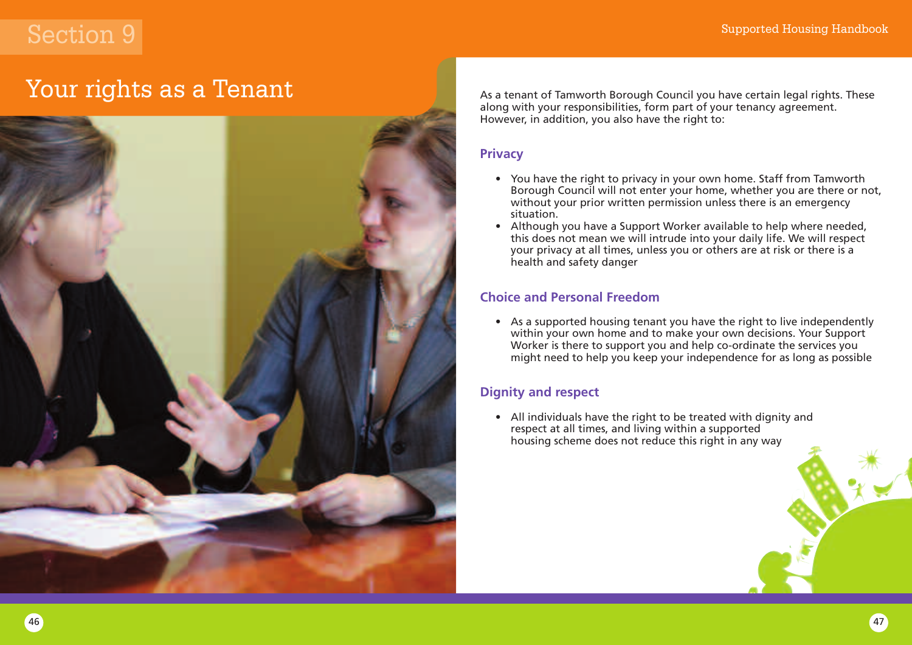# Section 9

## Your rights as a Tenant

As a tenant of Tamworth Borough Council you have certain legal rights. These along with your responsibilities, form part of your tenancy agreement. However, in addition, you also have the right to:

### Privacy

- You have the right to privacy in your own home. Staff from Tamworth Borough Council will not enter your home, whether you are there or not, without your prior written permission unless there is an emergency situation.
- Although you have a Support Worker available to help where needed, this does not mean we will intrude into your daily life. We will respect your privacy at all times, unless you or others are at risk or there is a health and safety danger

### Choice and Personal Freedom

- As a supported housing tenant you have the right to live independently within your own home and to make your own decisions. Your Support Worker is there to support you and help co-ordinate the services you might need to help you keep your independence for as long as possible

### Dignity and respect

- All individuals have the right to be treated with dignity and respect at all times, and living within a supported housing scheme does not reduce this right in any way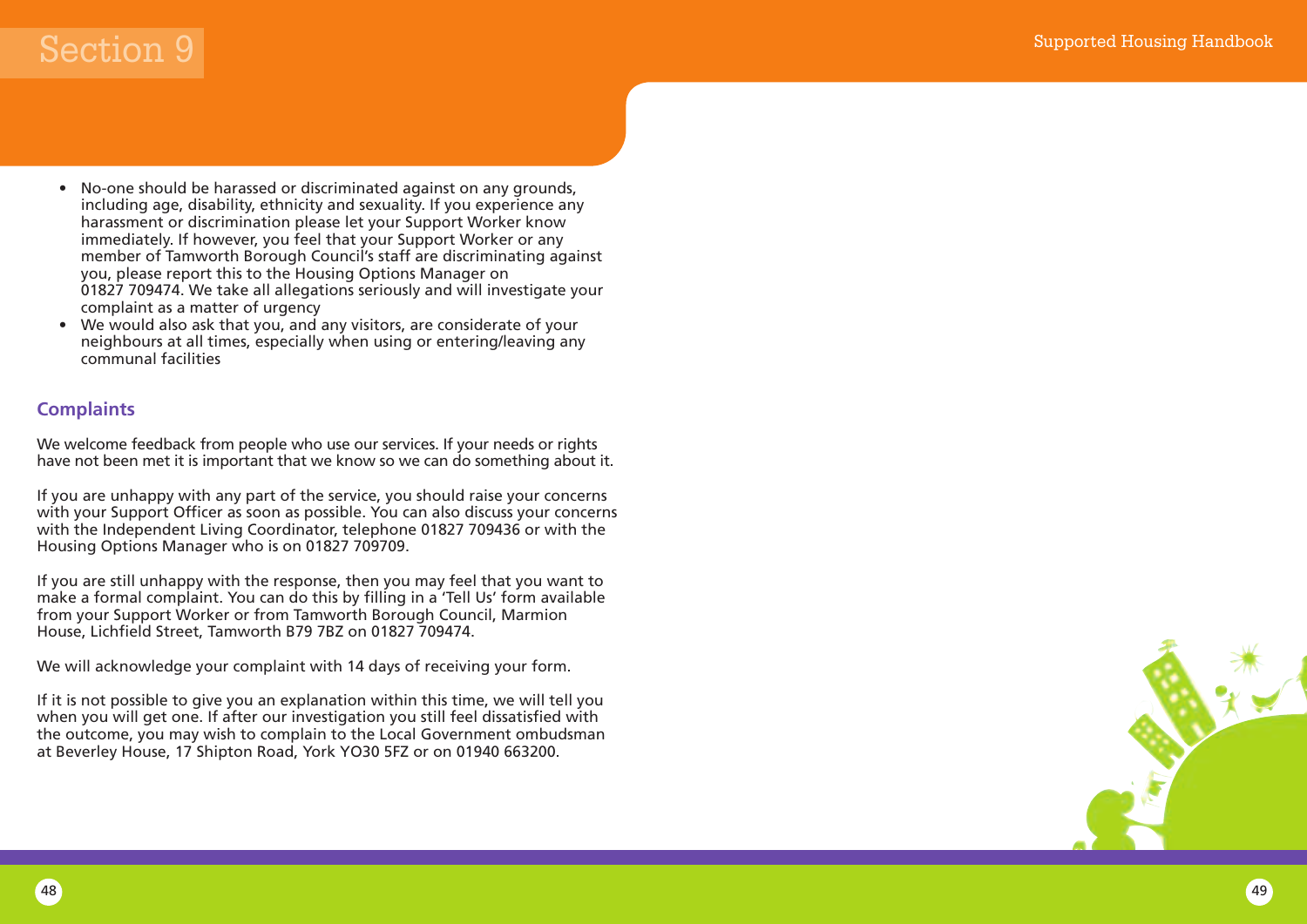- No-one should be harassed or discriminated against on any grounds, including age, disability, ethnicity and sexuality. If you experience any harassment or discrimination please let your Support Worker know immediately. If however, you feel that your Support Worker or any member of Tamworth Borough Council's staff are discriminating against you, please report this to the Housing Options Manager on 01827 709474. We take all allegations seriously and will investigate your complaint as a matter of urgency
- We would also ask that you, and any visitors, are considerate of your neighbours at all times, especially when using or entering/leaving any communal facilities

## Complaints

We welcome feedback from people who use our services. If your needs or rights have not been met it is important that we know so we can do something about it.

If you are unhappy with any part of the service, you should raise your concerns with your Support Officer as soon as possible. You can also discuss your concerns with the Independent Living Coordinator, telephone 01827 709436 or with the Housing Options Manager who is on 01827 709709.

If you are still unhappy with the response, then you may feel that you want to make a formal complaint. You can do this by filling in a 'Tell Us' form available from your Support Worker or from Tamworth Borough Council, Marmion House, Lichfield Street, Tamworth B79 7BZ on 01827 709474.

We will acknowledge your complaint with 14 days of receiving your form.

If it is not possible to give you an explanation within this time, we will tell you when you will get one. If after our investigation you still feel dissatisfied with the outcome, you may wish to complain to the Local Government ombudsman at Beverley House, 17 Shipton Road, York YO30 5FZ or on 01940 663200.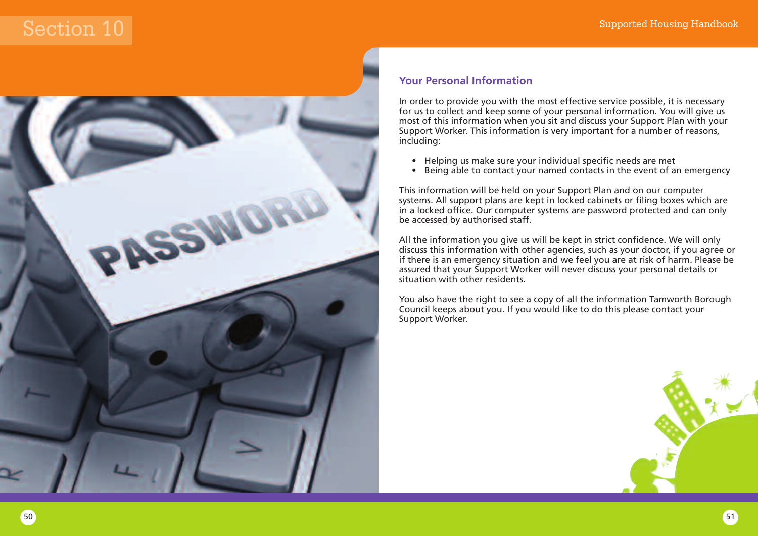# Section 10

## Your Personal Information

In order to provide you with the most effective service possible, it is necessary for us to collect and keep some of your personal information. You will give us most of this information when you sit and discuss your Support Plan with your Support Worker. This information is very important for a number of reasons, including:

- Helping us make sure your individual specific needs are met
- Being able to contact your named contacts in the event of an emergency

This information will be held on your Support Plan and on our computer systems. All support plans are kept in locked cabinets or filing boxes which are in a locked office. Our computer systems are password protected and can only be accessed by authorised staff.

All the information you give us will be kept in strict confidence. We will only discuss this information with other agencies, such as your doctor, if you agree or if there is an emergency situation and we feel you are at risk of harm. Please be assured that your Support Worker will never discuss your personal details or situation with other residents.

You also have the right to see a copy of all the information Tamworth Borough Council keeps about you. If you would like to do this please contact your Support Worker.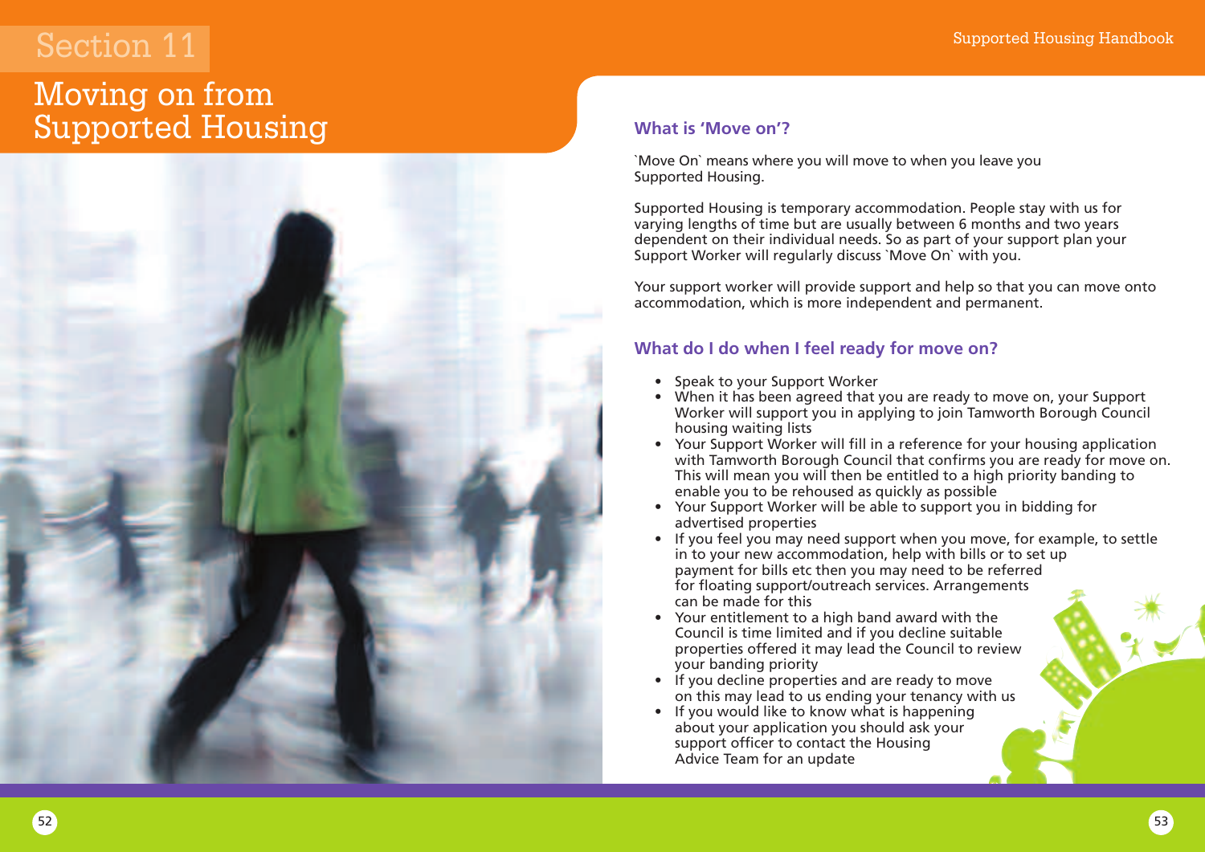# Section 11

## Moving on from Supported Housing

### What is 'Move on'?

`Move On` means where you will move to when you leave you Supported Housing.

Supported Housing is temporary accommodation. People stay with us for varying lengths of time but are usually between 6 months and two years dependent on their individual needs. So as part of your support plan your Support Worker will regularly discuss `Move On` with you.

Your support worker will provide support and help so that you can move onto accommodation, which is more independent and permanent.

### What do I do when I feel ready for move on?

- Speak to your Support Worker
- When it has been agreed that you are ready to move on, your Support Worker will support you in applying to join Tamworth Borough Council housing waiting lists
- Your Support Worker will fill in a reference for your housing application with Tamworth Borough Council that confirms you are ready for move on. This will mean you will then be entitled to a high priority banding to enable you to be rehoused as quickly as possible
- Your Support Worker will be able to support you in bidding for advertised properties
- If you feel you may need support when you move, for example, to settle in to your new accommodation, help with bills or to set up payment for bills etc then you may need to be referred for floating support/outreach services. Arrangements can be made for this
- Your entitlement to a high band award with the Council is time limited and if you decline suitable properties offered it may lead the Council to review your banding priority
- If you decline properties and are ready to move on this may lead to us ending your tenancy with us
- If you would like to know what is happening about your application you should ask your support officer to contact the Housing Advice Team for an update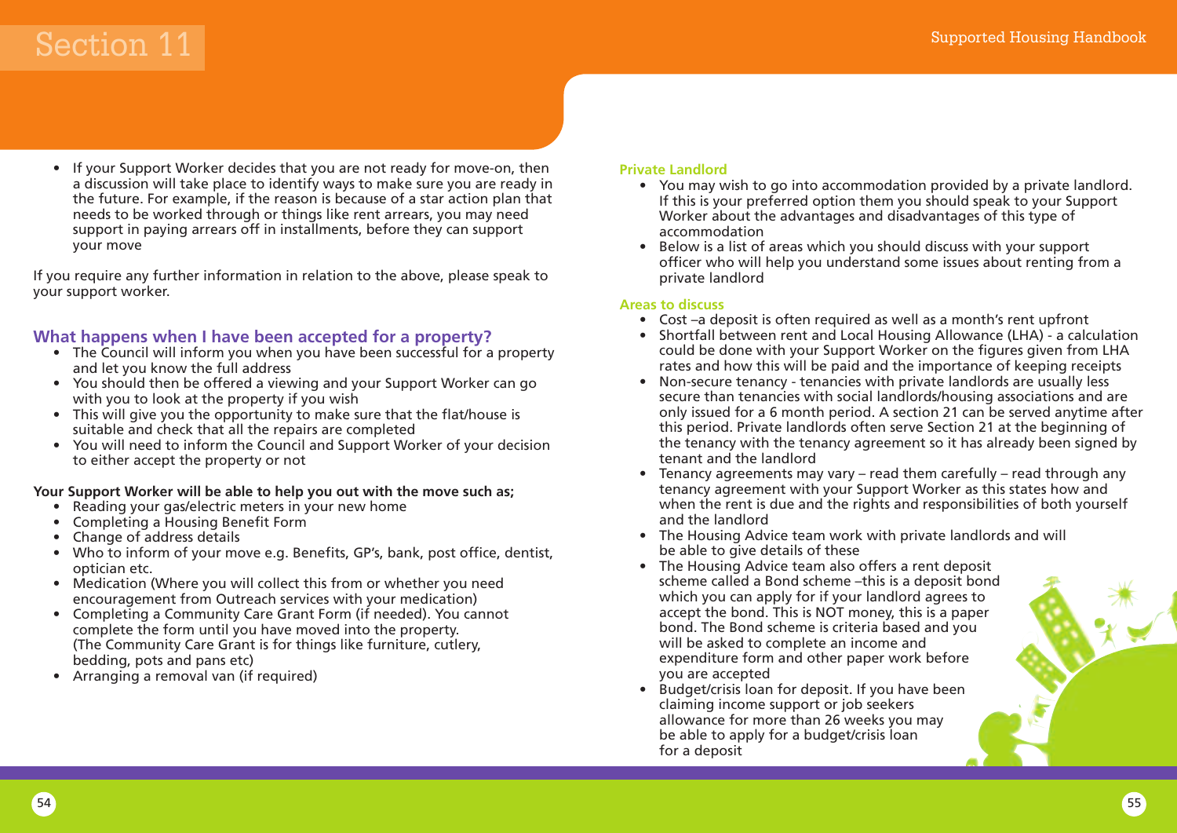- If your Support Worker decides that you are not ready for move-on, then a discussion will take place to identify ways to make sure you are ready in the future. For example, if the reason is because of a star action plan that needs to be worked through or things like rent arrears, you may need support in paying arrears off in installments, before they can support your move

If you require any further information in relation to the above, please speak to your support worker.

## What happens when I have been accepted for a property?

- The Council will inform you when you have been successful for a property and let you know the full address
- You should then be offered a viewing and your Support Worker can go with you to look at the property if you wish
- This will give you the opportunity to make sure that the flat/house is suitable and check that all the repairs are completed
- You will need to inform the Council and Support Worker of your decision to either accept the property or not

**Your Support Worker will be able to help you out with the move such as;**

- Reading your gas/electric meters in your new home
- Completing a Housing Benefit Form
- Change of address details
- Who to inform of your move e.g. Benefits, GP's, bank, post office, dentist, optician etc.
- Medication (Where you will collect this from or whether you need encouragement from Outreach services with your medication)
- Completing a Community Care Grant Form (if needed). You cannot complete the form until you have moved into the property. (The Community Care Grant is for things like furniture, cutlery, bedding, pots and pans etc)
- Arranging a removal van (if required)

### Private Landlord

- You may wish to go into accommodation provided by a private landlord. If this is your preferred option them you should speak to your Support Worker about the advantages and disadvantages of this type of accommodation
- Below is a list of areas which you should discuss with your support officer who will help you understand some issues about renting from a private landlord

### Areas to discuss

- Cost –a deposit is often required as well as a month's rent upfront
- Shortfall between rent and Local Housing Allowance (LHA) - a calculation could be done with your Support Worker on the figures given from LHA rates and how this will be paid and the importance of keeping receipts
- Non-secure tenancy - tenancies with private landlords are usually less secure than tenancies with social landlords/housing associations and are only issued for a 6 month period. A section 21 can be served anytime after this period. Private landlords often serve Section 21 at the beginning of the tenancy with the tenancy agreement so it has already been signed by tenant and the landlord
- Tenancy agreements may vary – read them carefully – read through any tenancy agreement with your Support Worker as this states how and when the rent is due and the rights and responsibilities of both yourself and the landlord
- The Housing Advice team work with private landlords and will be able to give details of these
- The Housing Advice team also offers a rent deposit scheme called a Bond scheme –this is a deposit bond which you can apply for if your landlord agrees to accept the bond. This is NOT money, this is a paper bond. The Bond scheme is criteria based and you will be asked to complete an income and expenditure form and other paper work before you are accepted
- Budget/crisis loan for deposit. If you have been claiming income support or job seekers allowance for more than 26 weeks you may be able to apply for a budget/crisis loan for a deposit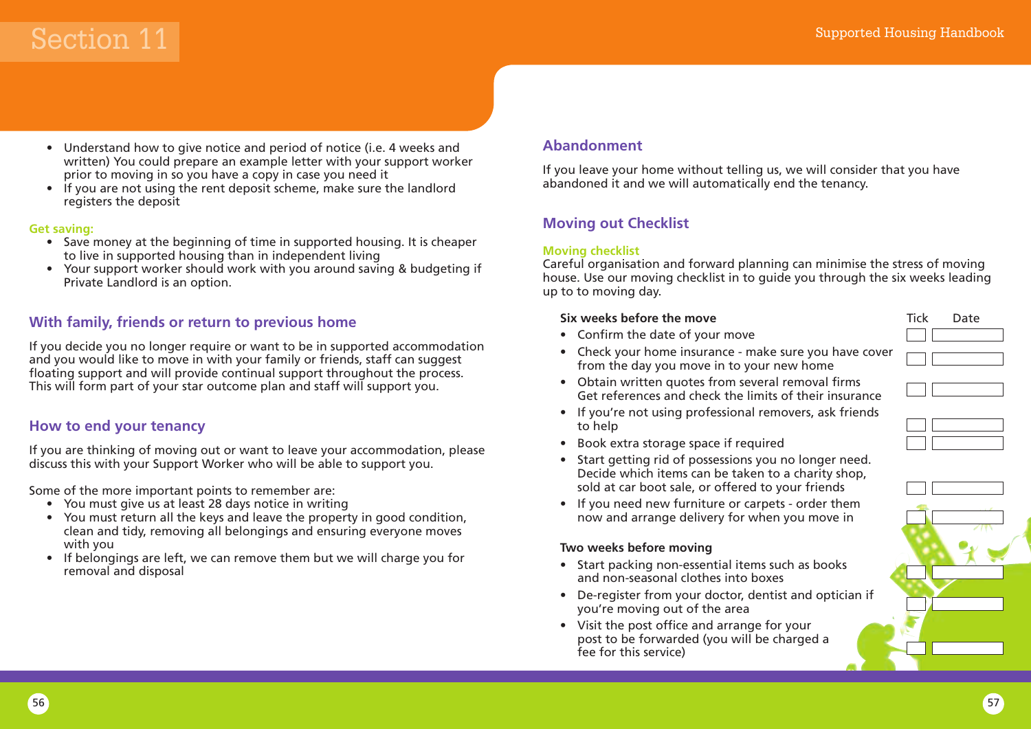# Section 11

- Understand how to give notice and period of notice (i.e. 4 weeks and written) You could prepare an example letter with your support worker prior to moving in so you have a copy in case you need it
- If you are not using the rent deposit scheme, make sure the landlord registers the deposit

**Get saving:**

- Save money at the beginning of time in supported housing. It is cheaper to live in supported housing than in independent living
- Your support worker should work with you around saving & budgeting if Private Landlord is an option.

## With family, friends or return to previous home

If you decide you no longer require or want to be in supported accommodation and you would like to move in with your family or friends, staff can suggest floating support and will provide continual support throughout the process. This will form part of your star outcome plan and staff will support you.

## How to end your tenancy

If you are thinking of moving out or want to leave your accommodation, please discuss this with your Support Worker who will be able to support you.

Some of the more important points to remember are:

- You must give us at least 28 days notice in writing
- You must return all the keys and leave the property in good condition, clean and tidy, removing all belongings and ensuring everyone moves with you
- If belongings are left, we can remove them but we will charge you for removal and disposal

## Abandonment

If you leave your home without telling us, we will consider that you have abandoned it and we will automatically end the tenancy.

## Moving out Checklist

**Moving checklist**

Careful organisation and forward planning can minimise the stress of moving house. Use our moving checklist in to guide you through the six weeks leading up to to moving day.

| | Tick | Date |
|---|---|---|
| **Six weeks before the move** | | |
| • Confirm the date of your move | | |
| • Check your home insurance - make sure you have cover from the day you move in to your new home | | |
| • Obtain written quotes from several removal firms Get references and check the limits of their insurance | | |
| • If you're not using professional removers, ask friends to help | | |
| • Book extra storage space if required | | |
| • Start getting rid of possessions you no longer need. Decide which items can be taken to a charity shop, sold at car boot sale, or offered to your friends | | |
| • If you need new furniture or carpets - order them now and arrange delivery for when you move in | | |
| **Two weeks before moving** | | |
| • Start packing non-essential items such as books and non-seasonal clothes into boxes | | |
| • De-register from your doctor, dentist and optician if you're moving out of the area | | |
| • Visit the post office and arrange for your post to be forwarded (you will be charged a fee for this service) | | |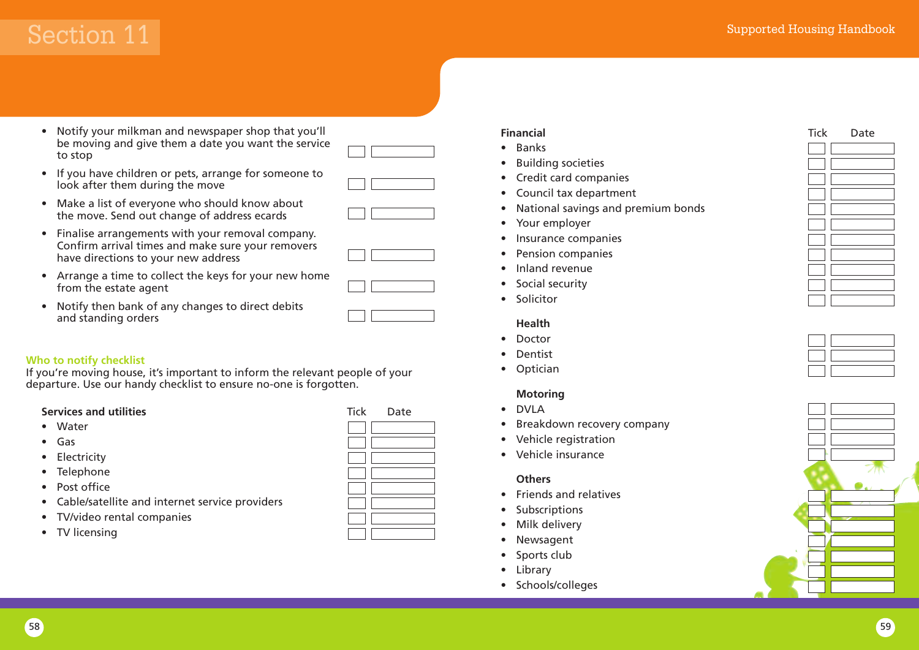- Notify your milkman and newspaper shop that you'll be moving and give them a date you want the service to stop
- If you have children or pets, arrange for someone to look after them during the move
- Make a list of everyone who should know about the move. Send out change of address ecards
- Finalise arrangements with your removal company. Confirm arrival times and make sure your removers have directions to your new address
- Arrange a time to collect the keys for your new home from the estate agent
- Notify then bank of any changes to direct debits and standing orders

## Who to notify checklist

If you're moving house, it's important to inform the relevant people of your departure. Use our handy checklist to ensure no-one is forgotten.

| Services and utilities | Tick | Date |
|---|---|---|
| Water | | |
| Gas | | |
| Electricity | | |
| Telephone | | |
| Post office | | |
| Cable/satellite and internet service providers | | |
| TV/video rental companies | | |
| TV licensing | | |

| Financial | Tick | Date |
|---|---|---|
| Banks | | |
| Building societies | | |
| Credit card companies | | |
| Council tax department | | |
| National savings and premium bonds | | |
| Your employer | | |
| Insurance companies | | |
| Pension companies | | |
| Inland revenue | | |
| Social security | | |
| Solicitor | | |

| Health | Tick | Date |
|---|---|---|
| Doctor | | |
| Dentist | | |
| Optician | | |

| Motoring | Tick | Date |
|---|---|---|
| DVLA | | |
| Breakdown recovery company | | |
| Vehicle registration | | |
| Vehicle insurance | | |

| Others | Tick | Date |
|---|---|---|
| Friends and relatives | | |
| Subscriptions | | |
| Milk delivery | | |
| Newsagent | | |
| Sports club | | |
| Library | | |
| Schools/colleges | | |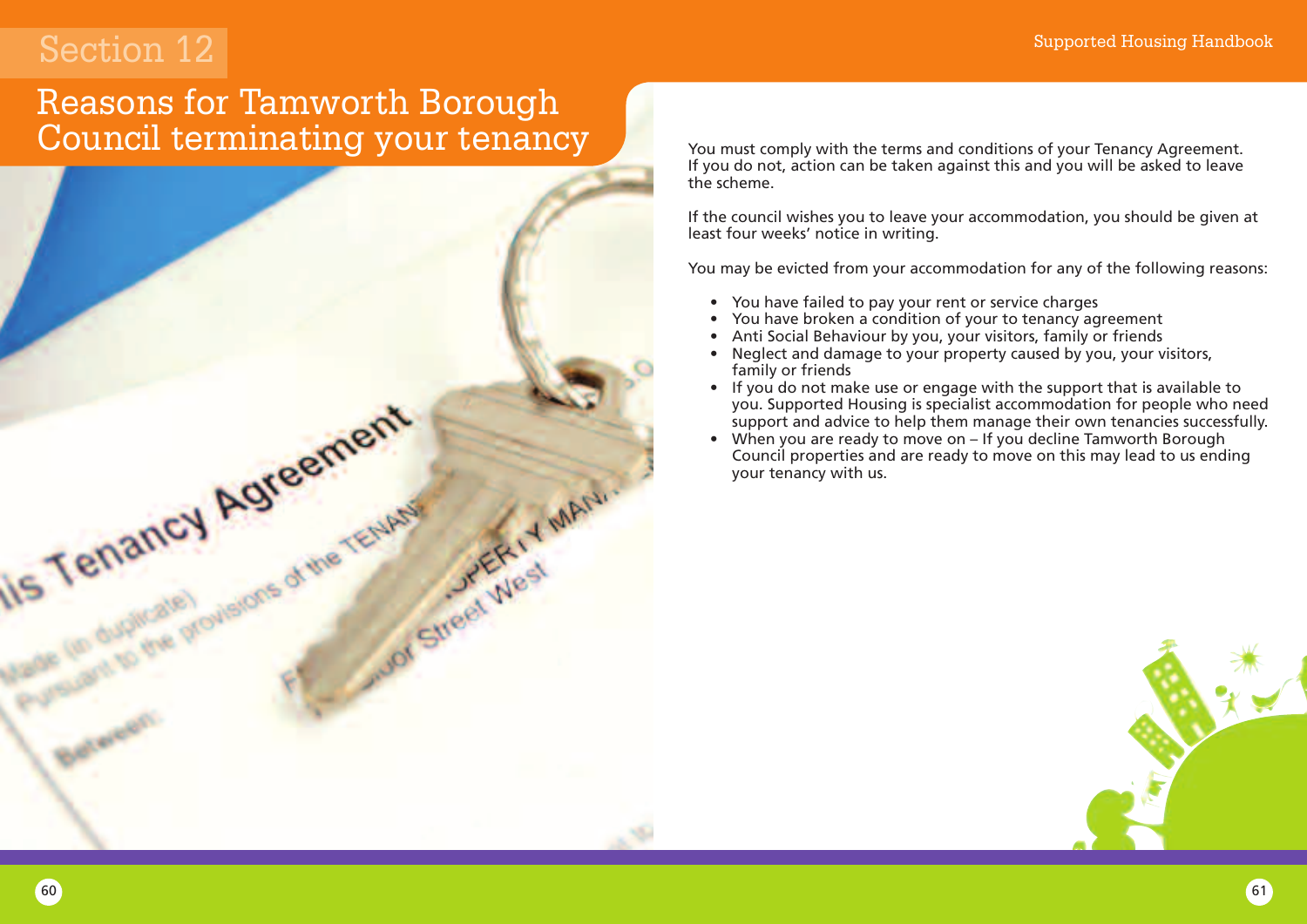# Section 12

## Reasons for Tamworth Borough Council terminating your tenancy

You must comply with the terms and conditions of your Tenancy Agreement. If you do not, action can be taken against this and you will be asked to leave the scheme.

If the council wishes you to leave your accommodation, you should be given at least four weeks' notice in writing.

You may be evicted from your accommodation for any of the following reasons:

- You have failed to pay your rent or service charges
- You have broken a condition of your to tenancy agreement
- Anti Social Behaviour by you, your visitors, family or friends
- Neglect and damage to your property caused by you, your visitors, family or friends
- If you do not make use or engage with the support that is available to you. Supported Housing is specialist accommodation for people who need support and advice to help them manage their own tenancies successfully.
- When you are ready to move on – If you decline Tamworth Borough Council properties and are ready to move on this may lead to us ending your tenancy with us.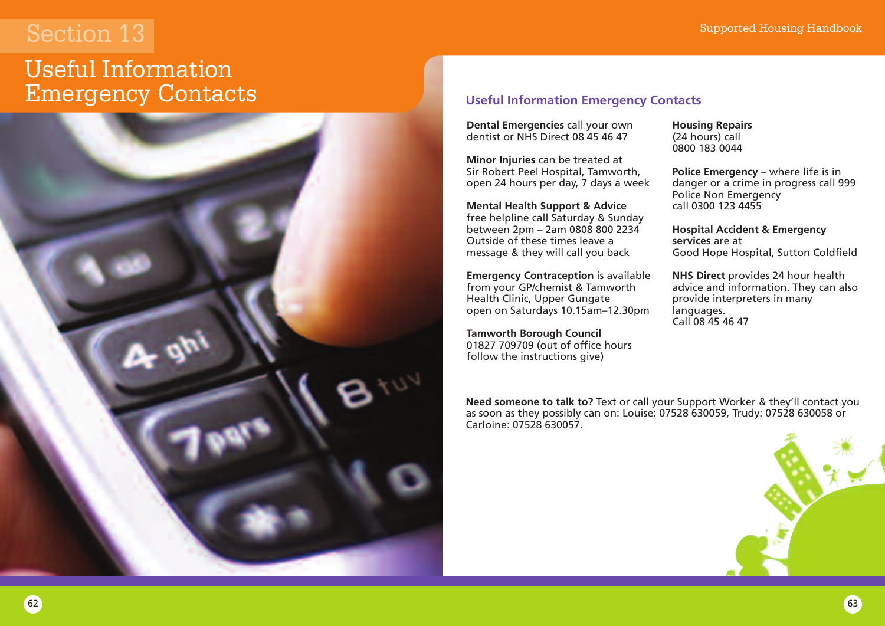# Section 13

# Useful Information Emergency Contacts

## Useful Information Emergency Contacts

**Dental Emergencies** call your own dentist or NHS Direct 08 45 46 47

**Minor Injuries** can be treated at Sir Robert Peel Hospital, Tamworth, open 24 hours per day, 7 days a week

**Mental Health Support & Advice** free helpline call Saturday & Sunday between 2pm – 2am 0808 800 2234 Outside of these times leave a message & they will call you back

**Emergency Contraception** is available from your GP/chemist & Tamworth Health Clinic, Upper Gungate open on Saturdays 10.15am–12.30pm

**Tamworth Borough Council** 01827 709709 (out of office hours follow the instructions give)

**Housing Repairs** (24 hours) call 0800 183 0044

**Police Emergency** – where life is in danger or a crime in progress call 999 Police Non Emergency call 0300 123 4455

**Hospital Accident & Emergency services** are at Good Hope Hospital, Sutton Coldfield

**NHS Direct** provides 24 hour health advice and information. They can also provide interpreters in many languages. Call 08 45 46 47

**Need someone to talk to?** Text or call your Support Worker & they'll contact you as soon as they possibly can on: Louise: 07528 630059, Trudy: 07528 630058 or Carloine: 07528 630057.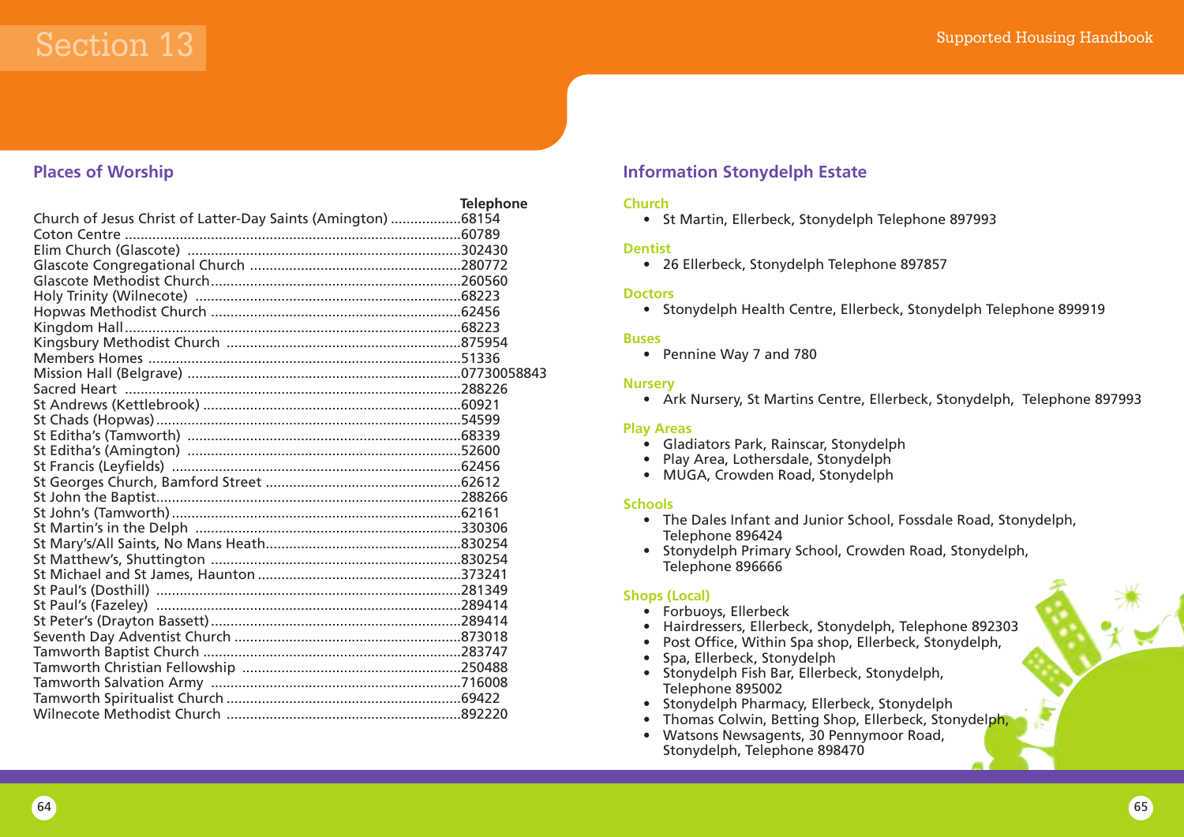## Places of Worship

| | Telephone |
|---|---|
| Church of Jesus Christ of Latter-Day Saints (Amington) | 68154 |
| Coton Centre | 60789 |
| Elim Church (Glascote) | 302430 |
| Glascote Congregational Church | 280772 |
| Glascote Methodist Church | 260560 |
| Holy Trinity (Wilnecote) | 68223 |
| Hopwas Methodist Church | 62456 |
| Kingdom Hall | 68223 |
| Kingsbury Methodist Church | 875954 |
| Members Homes | 51336 |
| Mission Hall (Belgrave) | 07730058843 |
| Sacred Heart | 288226 |
| St Andrews (Kettlebrook) | 60921 |
| St Chads (Hopwas) | 54599 |
| St Editha's (Tamworth) | 68339 |
| St Editha's (Amington) | 52600 |
| St Francis (Leyfields) | 62456 |
| St Georges Church, Bamford Street | 62612 |
| St John the Baptist | 288266 |
| St John's (Tamworth) | 62161 |
| St Martin's in the Delph | 330306 |
| St Mary's/All Saints, No Mans Heath | 830254 |
| St Matthew's, Shuttington | 830254 |
| St Michael and St James, Haunton | 373241 |
| St Paul's (Dosthill) | 281349 |
| St Paul's (Fazeley) | 289414 |
| St Peter's (Drayton Bassett) | 289414 |
| Seventh Day Adventist Church | 873018 |
| Tamworth Baptist Church | 283747 |
| Tamworth Christian Fellowship | 250488 |
| Tamworth Salvation Army | 716008 |
| Tamworth Spiritualist Church | 69422 |
| Wilnecote Methodist Church | 892220 |

## Information Stonydelph Estate

### Church
- St Martin, Ellerbeck, Stonydelph Telephone 897993

### Dentist
- 26 Ellerbeck, Stonydelph Telephone 897857

### Doctors
- Stonydelph Health Centre, Ellerbeck, Stonydelph Telephone 899919

### Buses
- Pennine Way 7 and 780

### Nursery
- Ark Nursery, St Martins Centre, Ellerbeck, Stonydelph, Telephone 897993

### Play Areas
- Gladiators Park, Rainscar, Stonydelph
- Play Area, Lothersdale, Stonydelph
- MUGA, Crowden Road, Stonydelph

### Schools
- The Dales Infant and Junior School, Fossdale Road, Stonydelph, Telephone 896424
- Stonydelph Primary School, Crowden Road, Stonydelph, Telephone 896666

### Shops (Local)
- Forbuoys, Ellerbeck
- Hairdressers, Ellerbeck, Stonydelph, Telephone 892303
- Post Office, Within Spa shop, Ellerbeck, Stonydelph,
- Spa, Ellerbeck, Stonydelph
- Stonydelph Fish Bar, Ellerbeck, Stonydelph, Telephone 895002
- Stonydelph Pharmacy, Ellerbeck, Stonydelph
- Thomas Colwin, Betting Shop, Ellerbeck, Stonydelph,
- Watsons Newsagents, 30 Pennymoor Road, Stonydelph, Telephone 898470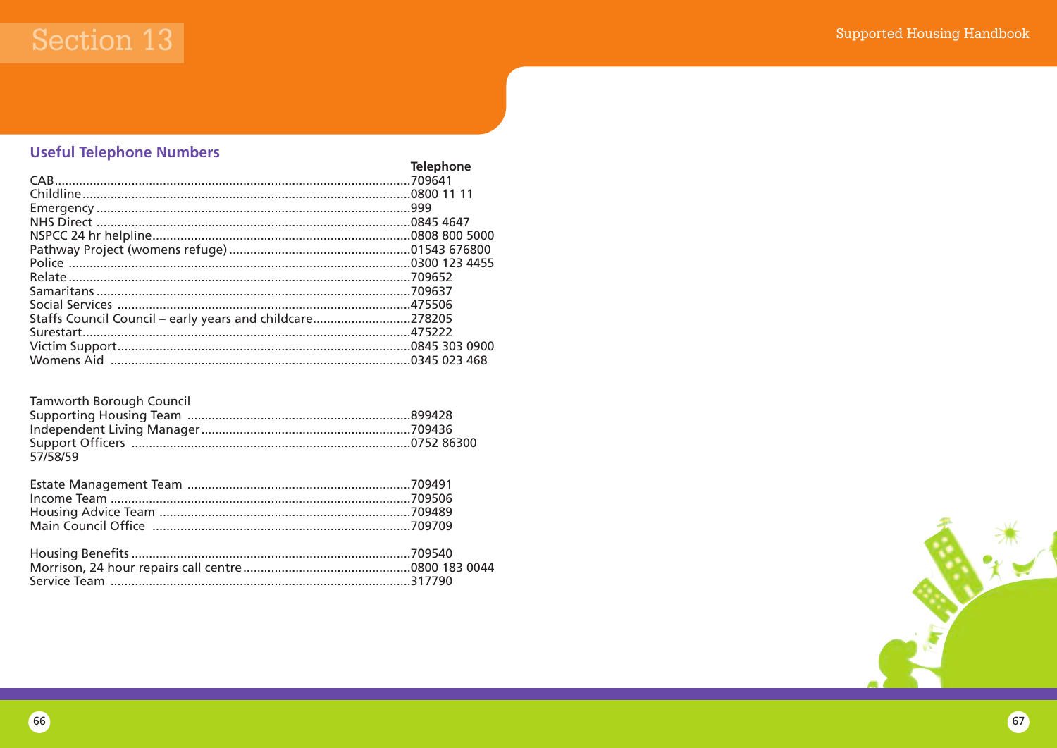# Section 13

## Useful Telephone Numbers

| | Telephone |
|---|---|
| CAB | 709641 |
| Childline | 0800 11 11 |
| Emergency | 999 |
| NHS Direct | 0845 4647 |
| NSPCC 24 hr helpline | 0808 800 5000 |
| Pathway Project (womens refuge) | 01543 676800 |
| Police | 0300 123 4455 |
| Relate | 709652 |
| Samaritans | 709637 |
| Social Services | 475506 |
| Staffs Council Council – early years and childcare | 278205 |
| Surestart | 475222 |
| Victim Support | 0845 303 0900 |
| Womens Aid | 0345 023 468 |

Tamworth Borough Council

| | |
|---|---|
| Supporting Housing Team | 899428 |
| Independent Living Manager | 709436 |
| Support Officers | 0752 86300 |
| 57/58/59 | |
| | |
| Estate Management Team | 709491 |
| Income Team | 709506 |
| Housing Advice Team | 709489 |
| Main Council Office | 709709 |
| | |
| Housing Benefits | 709540 |
| Morrison, 24 hour repairs call centre | 0800 183 0044 |
| Service Team | 317790 |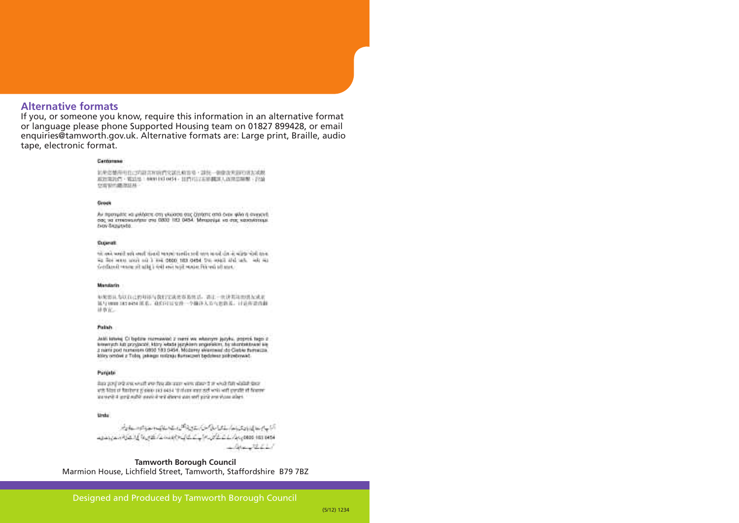## Alternative formats

If you, or someone you know, require this information in an alternative format or language please phone Supported Housing team on 01827 899428, or email enquiries@tamworth.gov.uk. Alternative formats are: Large print, Braille, audio tape, electronic format.

**Cantonese**

**Greek**

**Gujarati**

**Mandarin**

**Polish**

**Punjabi**

**Urdu**

**Tamworth Borough Council**
Marmion House, Lichfield Street, Tamworth, Staffordshire B79 7BZ

Designed and Produced by Tamworth Borough Council

(5/12) 1234